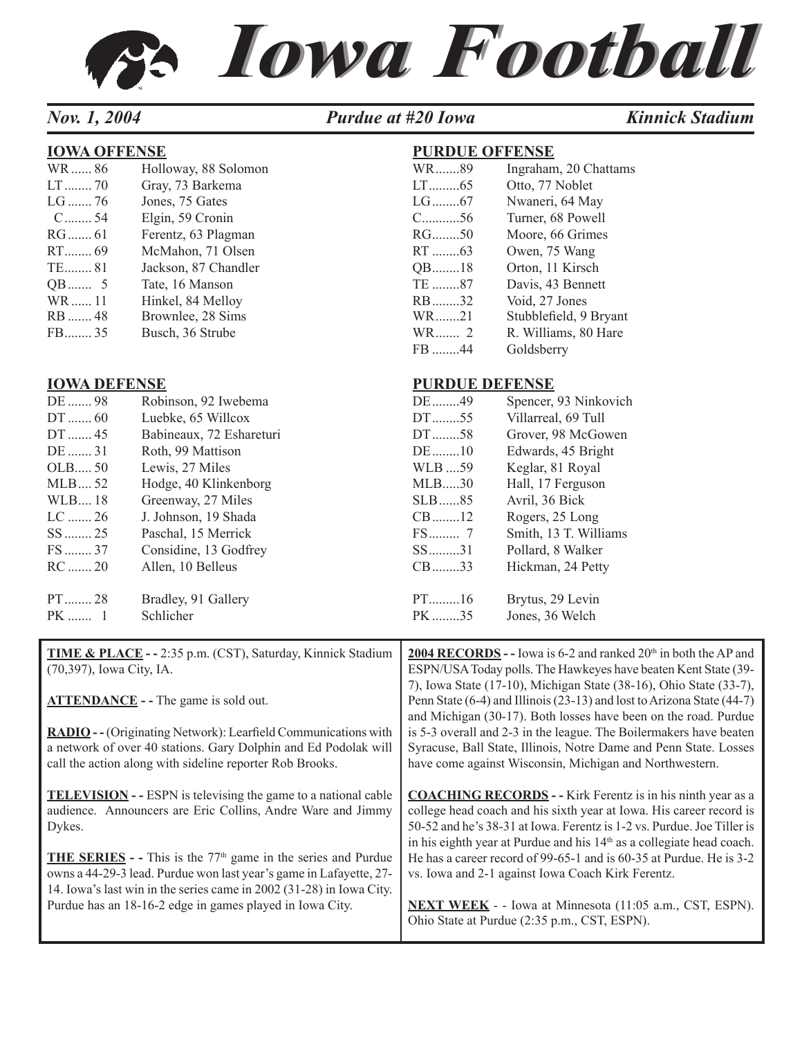# Iowa Football

*Nov. 1, 2004* — *Purdue at #20 Iowa* — *Kinnick Stadium*

## IOWA OFFENSE

| Pos | No. | Players |
|---|---|---|
| WR | 86 | Holloway, 88 Solomon |
| LT | 70 | Gray, 73 Barkema |
| LG | 76 | Jones, 75 Gates |
| C | 54 | Elgin, 59 Cronin |
| RG | 61 | Ferentz, 63 Plagman |
| RT | 69 | McMahon, 71 Olsen |
| TE | 81 | Jackson, 87 Chandler |
| QB | 5 | Tate, 16 Manson |
| WR | 11 | Hinkel, 84 Melloy |
| RB | 48 | Brownlee, 28 Sims |
| FB | 35 | Busch, 36 Strube |

## PURDUE OFFENSE

| Pos | No. | Players |
|---|---|---|
| WR | 89 | Ingraham, 20 Chattams |
| LT | 65 | Otto, 77 Noblet |
| LG | 67 | Nwaneri, 64 May |
| C | 56 | Turner, 68 Powell |
| RG | 50 | Moore, 66 Grimes |
| RT | 63 | Owen, 75 Wang |
| QB | 18 | Orton, 11 Kirsch |
| TE | 87 | Davis, 43 Bennett |
| RB | 32 | Void, 27 Jones |
| WR | 21 | Stubblefield, 9 Bryant |
| WR | 2 | R. Williams, 80 Hare |
| FB | 44 | Goldsberry |

## IOWA DEFENSE

| Pos | No. | Players |
|---|---|---|
| DE | 98 | Robinson, 92 Iwebema |
| DT | 60 | Luebke, 65 Willcox |
| DT | 45 | Babineaux, 72 Eshareturi |
| DE | 31 | Roth, 99 Mattison |
| OLB | 50 | Lewis, 27 Miles |
| MLB | 52 | Hodge, 40 Klinkenborg |
| WLB | 18 | Greenway, 27 Miles |
| LC | 26 | J. Johnson, 19 Shada |
| SS | 25 | Paschal, 15 Merrick |
| FS | 37 | Considine, 13 Godfrey |
| RC | 20 | Allen, 10 Belleus |
| PT | 28 | Bradley, 91 Gallery |
| PK | 1 | Schlicher |

## PURDUE DEFENSE

| Pos | No. | Players |
|---|---|---|
| DE | 49 | Spencer, 93 Ninkovich |
| DT | 55 | Villarreal, 69 Tull |
| DT | 58 | Grover, 98 McGowen |
| DE | 10 | Edwards, 45 Bright |
| WLB | 59 | Keglar, 81 Royal |
| MLB | 30 | Hall, 17 Ferguson |
| SLB | 85 | Avril, 36 Bick |
| CB | 12 | Rogers, 25 Long |
| FS | 7 | Smith, 13 T. Williams |
| SS | 31 | Pollard, 8 Walker |
| CB | 33 | Hickman, 24 Petty |
| PT | 16 | Brytus, 29 Levin |
| PK | 35 | Jones, 36 Welch |

**TIME & PLACE** - - 2:35 p.m. (CST), Saturday, Kinnick Stadium (70,397), Iowa City, IA.

**ATTENDANCE** - - The game is sold out.

**RADIO** - - (Originating Network): Learfield Communications with a network of over 40 stations. Gary Dolphin and Ed Podolak will call the action along with sideline reporter Rob Brooks.

**TELEVISION** - - ESPN is televising the game to a national cable audience. Announcers are Eric Collins, Andre Ware and Jimmy Dykes.

**THE SERIES** - - This is the 77th game in the series and Purdue owns a 44-29-3 lead. Purdue won last year's game in Lafayette, 27-14. Iowa's last win in the series came in 2002 (31-28) in Iowa City. Purdue has an 18-16-2 edge in games played in Iowa City.

**2004 RECORDS** - - Iowa is 6-2 and ranked 20th in both the AP and ESPN/USA Today polls. The Hawkeyes have beaten Kent State (39-7), Iowa State (17-10), Michigan State (38-16), Ohio State (33-7), Penn State (6-4) and Illinois (23-13) and lost to Arizona State (44-7) and Michigan (30-17). Both losses have been on the road. Purdue is 5-3 overall and 2-3 in the league. The Boilermakers have beaten Syracuse, Ball State, Illinois, Notre Dame and Penn State. Losses have come against Wisconsin, Michigan and Northwestern.

**COACHING RECORDS** - - Kirk Ferentz is in his ninth year as a college head coach and his sixth year at Iowa. His career record is 50-52 and he's 38-31 at Iowa. Ferentz is 1-2 vs. Purdue. Joe Tiller is in his eighth year at Purdue and his 14th as a collegiate head coach. He has a career record of 99-65-1 and is 60-35 at Purdue. He is 3-2 vs. Iowa and 2-1 against Iowa Coach Kirk Ferentz.

**NEXT WEEK** - - Iowa at Minnesota (11:05 a.m., CST, ESPN). Ohio State at Purdue (2:35 p.m., CST, ESPN).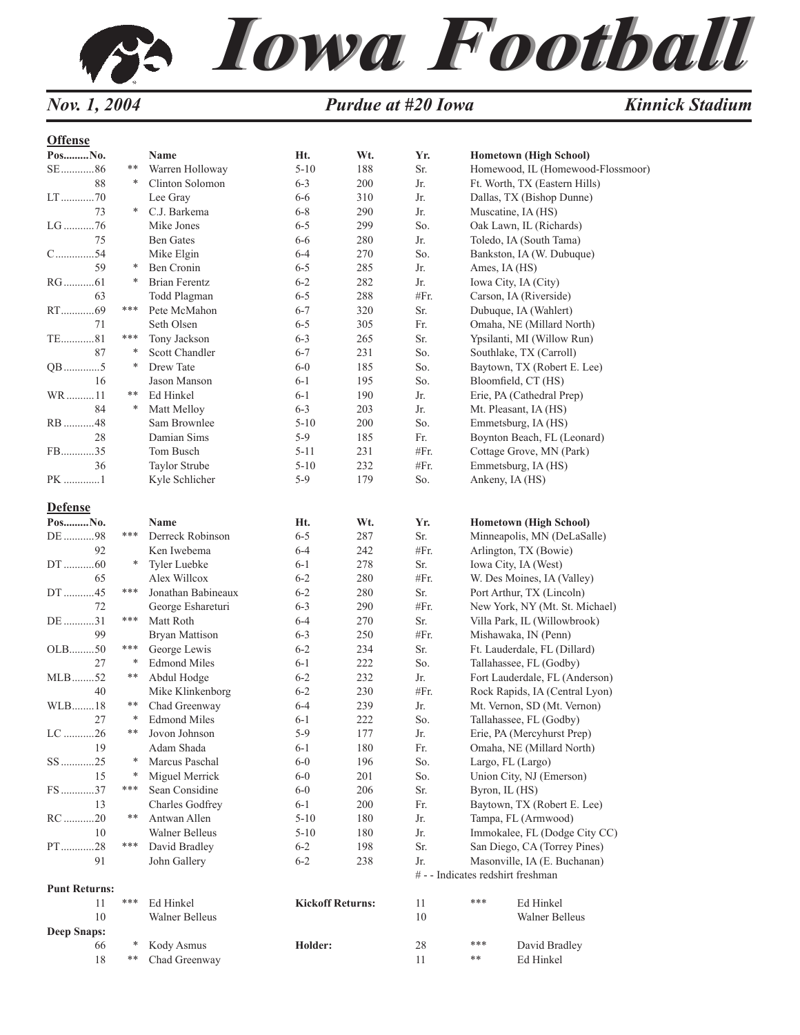# Iowa Football

*Nov. 1, 2004* — *Purdue at #20 Iowa* — *Kinnick Stadium*

## Offense

| Pos.........No. | | Name | Ht. | Wt. | Yr. | Hometown (High School) |
|---|---|---|---|---|---|---|
| SE............86 | ** | Warren Holloway | 5-10 | 188 | Sr. | Homewood, IL (Homewood-Flossmoor) |
| 88 | * | Clinton Solomon | 6-3 | 200 | Jr. | Ft. Worth, TX (Eastern Hills) |
| LT............70 | | Lee Gray | 6-6 | 310 | Jr. | Dallas, TX (Bishop Dunne) |
| 73 | * | C.J. Barkema | 6-8 | 290 | Jr. | Muscatine, IA (HS) |
| LG...........76 | | Mike Jones | 6-5 | 299 | So. | Oak Lawn, IL (Richards) |
| 75 | | Ben Gates | 6-6 | 280 | Jr. | Toledo, IA (South Tama) |
| C..............54 | | Mike Elgin | 6-4 | 270 | So. | Bankston, IA (W. Dubuque) |
| 59 | * | Ben Cronin | 6-5 | 285 | Jr. | Ames, IA (HS) |
| RG...........61 | * | Brian Ferentz | 6-2 | 282 | Jr. | Iowa City, IA (City) |
| 63 | | Todd Plagman | 6-5 | 288 | #Fr. | Carson, IA (Riverside) |
| RT............69 | *** | Pete McMahon | 6-7 | 320 | Sr. | Dubuque, IA (Wahlert) |
| 71 | | Seth Olsen | 6-5 | 305 | Fr. | Omaha, NE (Millard North) |
| TE............81 | *** | Tony Jackson | 6-3 | 265 | Sr. | Ypsilanti, MI (Willow Run) |
| 87 | * | Scott Chandler | 6-7 | 231 | So. | Southlake, TX (Carroll) |
| QB.............5 | * | Drew Tate | 6-0 | 185 | So. | Baytown, TX (Robert E. Lee) |
| 16 | | Jason Manson | 6-1 | 195 | So. | Bloomfield, CT (HS) |
| WR..........11 | ** | Ed Hinkel | 6-1 | 190 | Jr. | Erie, PA (Cathedral Prep) |
| 84 | * | Matt Melloy | 6-3 | 203 | Jr. | Mt. Pleasant, IA (HS) |
| RB...........48 | | Sam Brownlee | 5-10 | 200 | So. | Emmetsburg, IA (HS) |
| 28 | | Damian Sims | 5-9 | 185 | Fr. | Boynton Beach, FL (Leonard) |
| FB............35 | | Tom Busch | 5-11 | 231 | #Fr. | Cottage Grove, MN (Park) |
| 36 | | Taylor Strube | 5-10 | 232 | #Fr. | Emmetsburg, IA (HS) |
| PK.............1 | | Kyle Schlicher | 5-9 | 179 | So. | Ankeny, IA (HS) |

## Defense

| Pos.........No. | | Name | Ht. | Wt. | Yr. | Hometown (High School) |
|---|---|---|---|---|---|---|
| DE...........98 | *** | Derreck Robinson | 6-5 | 287 | Sr. | Minneapolis, MN (DeLaSalle) |
| 92 | | Ken Iwebema | 6-4 | 242 | #Fr. | Arlington, TX (Bowie) |
| DT...........60 | * | Tyler Luebke | 6-1 | 278 | Sr. | Iowa City, IA (West) |
| 65 | | Alex Willcox | 6-2 | 280 | #Fr. | W. Des Moines, IA (Valley) |
| DT...........45 | *** | Jonathan Babineaux | 6-2 | 280 | Sr. | Port Arthur, TX (Lincoln) |
| 72 | | George Eshareturi | 6-3 | 290 | #Fr. | New York, NY (Mt. St. Michael) |
| DE...........31 | *** | Matt Roth | 6-4 | 270 | Sr. | Villa Park, IL (Willowbrook) |
| 99 | | Bryan Mattison | 6-3 | 250 | #Fr. | Mishawaka, IN (Penn) |
| OLB.........50 | *** | George Lewis | 6-2 | 234 | Sr. | Ft. Lauderdale, FL (Dillard) |
| 27 | * | Edmond Miles | 6-1 | 222 | So. | Tallahassee, FL (Godby) |
| MLB........52 | ** | Abdul Hodge | 6-2 | 232 | Jr. | Fort Lauderdale, FL (Anderson) |
| 40 | | Mike Klinkenborg | 6-2 | 230 | #Fr. | Rock Rapids, IA (Central Lyon) |
| WLB........18 | ** | Chad Greenway | 6-4 | 239 | Jr. | Mt. Vernon, SD (Mt. Vernon) |
| 27 | * | Edmond Miles | 6-1 | 222 | So. | Tallahassee, FL (Godby) |
| LC...........26 | ** | Jovon Johnson | 5-9 | 177 | Jr. | Erie, PA (Mercyhurst Prep) |
| 19 | | Adam Shada | 6-1 | 180 | Fr. | Omaha, NE (Millard North) |
| SS............25 | * | Marcus Paschal | 6-0 | 196 | So. | Largo, FL (Largo) |
| 15 | * | Miguel Merrick | 6-0 | 201 | So. | Union City, NJ (Emerson) |
| FS............37 | *** | Sean Considine | 6-0 | 206 | Sr. | Byron, IL (HS) |
| 13 | | Charles Godfrey | 6-1 | 200 | Fr. | Baytown, TX (Robert E. Lee) |
| RC...........20 | ** | Antwan Allen | 5-10 | 180 | Jr. | Tampa, FL (Armwood) |
| 10 | | Walner Belleus | 5-10 | 180 | Jr. | Immokalee, FL (Dodge City CC) |
| PT............28 | *** | David Bradley | 6-2 | 198 | Sr. | San Diego, CA (Torrey Pines) |
| 91 | | John Gallery | 6-2 | 238 | Jr. | Masonville, IA (E. Buchanan) |

# - - Indicates redshirt freshman

**Punt Returns:**

| No. | | Name |
|---|---|---|
| 11 | *** | Ed Hinkel |
| 10 | | Walner Belleus |

**Kickoff Returns:**

| No. | | Name |
|---|---|---|
| 11 | *** | Ed Hinkel |
| 10 | | Walner Belleus |

**Deep Snaps:**

| No. | | Name |
|---|---|---|
| 66 | * | Kody Asmus |
| 18 | ** | Chad Greenway |

**Holder:**

| No. | | Name |
|---|---|---|
| 28 | *** | David Bradley |
| 11 | ** | Ed Hinkel |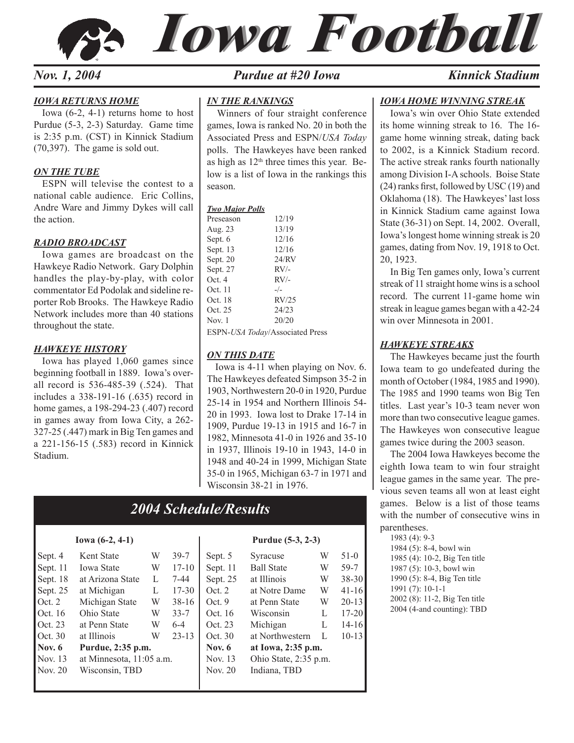# Iowa Football

*Nov. 1, 2004* — *Purdue at #20 Iowa* — *Kinnick Stadium*

### *IOWA RETURNS HOME*

Iowa (6-2, 4-1) returns home to host Purdue (5-3, 2-3) Saturday. Game time is 2:35 p.m. (CST) in Kinnick Stadium (70,397). The game is sold out.

### *ON THE TUBE*

ESPN will televise the contest to a national cable audience. Eric Collins, Andre Ware and Jimmy Dykes will call the action.

### *RADIO BROADCAST*

Iowa games are broadcast on the Hawkeye Radio Network. Gary Dolphin handles the play-by-play, with color commentator Ed Podolak and sideline reporter Rob Brooks. The Hawkeye Radio Network includes more than 40 stations throughout the state.

### *HAWKEYE HISTORY*

Iowa has played 1,060 games since beginning football in 1889. Iowa's overall record is 536-485-39 (.524). That includes a 338-191-16 (.635) record in home games, a 198-294-23 (.407) record in games away from Iowa City, a 262-327-25 (.447) mark in Big Ten games and a 221-156-15 (.583) record in Kinnick Stadium.

### *IN THE RANKINGS*

Winners of four straight conference games, Iowa is ranked No. 20 in both the Associated Press and ESPN/*USA Today* polls. The Hawkeyes have been ranked as high as 12th three times this year. Below is a list of Iowa in the rankings this season.

| *Two Major Polls* | |
|---|---|
| Preseason | 12/19 |
| Aug. 23 | 13/19 |
| Sept. 6 | 12/16 |
| Sept. 13 | 12/16 |
| Sept. 20 | 24/RV |
| Sept. 27 | RV/- |
| Oct. 4 | RV/- |
| Oct. 11 | -/- |
| Oct. 18 | RV/25 |
| Oct. 25 | 24/23 |
| Nov. 1 | 20/20 |

ESPN-*USA Today*/Associated Press

### *ON THIS DATE*

Iowa is 4-11 when playing on Nov. 6. The Hawkeyes defeated Simpson 35-2 in 1903, Northwestern 20-0 in 1920, Purdue 25-14 in 1954 and Northern Illinois 54-20 in 1993. Iowa lost to Drake 17-14 in 1909, Purdue 19-13 in 1915 and 16-7 in 1982, Minnesota 41-0 in 1926 and 35-10 in 1937, Illinois 19-10 in 1943, 14-0 in 1948 and 40-24 in 1999, Michigan State 35-0 in 1965, Michigan 63-7 in 1971 and Wisconsin 38-21 in 1976.

### *IOWA HOME WINNING STREAK*

Iowa's win over Ohio State extended its home winning streak to 16. The 16-game home winning streak, dating back to 2002, is a Kinnick Stadium record. The active streak ranks fourth nationally among Division I-A schools. Boise State (24) ranks first, followed by USC (19) and Oklahoma (18). The Hawkeyes' last loss in Kinnick Stadium came against Iowa State (36-31) on Sept. 14, 2002. Overall, Iowa's longest home winning streak is 20 games, dating from Nov. 19, 1918 to Oct. 20, 1923.

In Big Ten games only, Iowa's current streak of 11 straight home wins is a school record. The current 11-game home win streak in league games began with a 42-24 win over Minnesota in 2001.

### *HAWKEYE STREAKS*

The Hawkeyes became just the fourth Iowa team to go undefeated during the month of October (1984, 1985 and 1990). The 1985 and 1990 teams won Big Ten titles. Last year's 10-3 team never won more than two consecutive league games. The Hawkeyes won consecutive league games twice during the 2003 season.

The 2004 Iowa Hawkeyes become the eighth Iowa team to win four straight league games in the same year. The previous seven teams all won at least eight games. Below is a list of those teams with the number of consecutive wins in parentheses.

1983 (4): 9-3
1984 (5): 8-4, bowl win
1985 (4): 10-2, Big Ten title
1987 (5): 10-3, bowl win
1990 (5): 8-4, Big Ten title
1991 (7): 10-1-1
2002 (8): 11-2, Big Ten title
2004 (4-and counting): TBD

## *2004 Schedule/Results*

| Iowa (6-2, 4-1) | | | |
|---|---|---|---|
| Sept. 4 | Kent State | W | 39-7 |
| Sept. 11 | Iowa State | W | 17-10 |
| Sept. 18 | at Arizona State | L | 7-44 |
| Sept. 25 | at Michigan | L | 17-30 |
| Oct. 2 | Michigan State | W | 38-16 |
| Oct. 16 | Ohio State | W | 33-7 |
| Oct. 23 | at Penn State | W | 6-4 |
| Oct. 30 | at Illinois | W | 23-13 |
| **Nov. 6** | **Purdue, 2:35 p.m.** | | |
| Nov. 13 | at Minnesota, 11:05 a.m. | | |
| Nov. 20 | Wisconsin, TBD | | |

| Purdue (5-3, 2-3) | | | |
|---|---|---|---|
| Sept. 5 | Syracuse | W | 51-0 |
| Sept. 11 | Ball State | W | 59-7 |
| Sept. 25 | at Illinois | W | 38-30 |
| Oct. 2 | at Notre Dame | W | 41-16 |
| Oct. 9 | at Penn State | W | 20-13 |
| Oct. 16 | Wisconsin | L | 17-20 |
| Oct. 23 | Michigan | L | 14-16 |
| Oct. 30 | at Northwestern | L | 10-13 |
| **Nov. 6** | **at Iowa, 2:35 p.m.** | | |
| Nov. 13 | Ohio State, 2:35 p.m. | | |
| Nov. 20 | Indiana, TBD | | |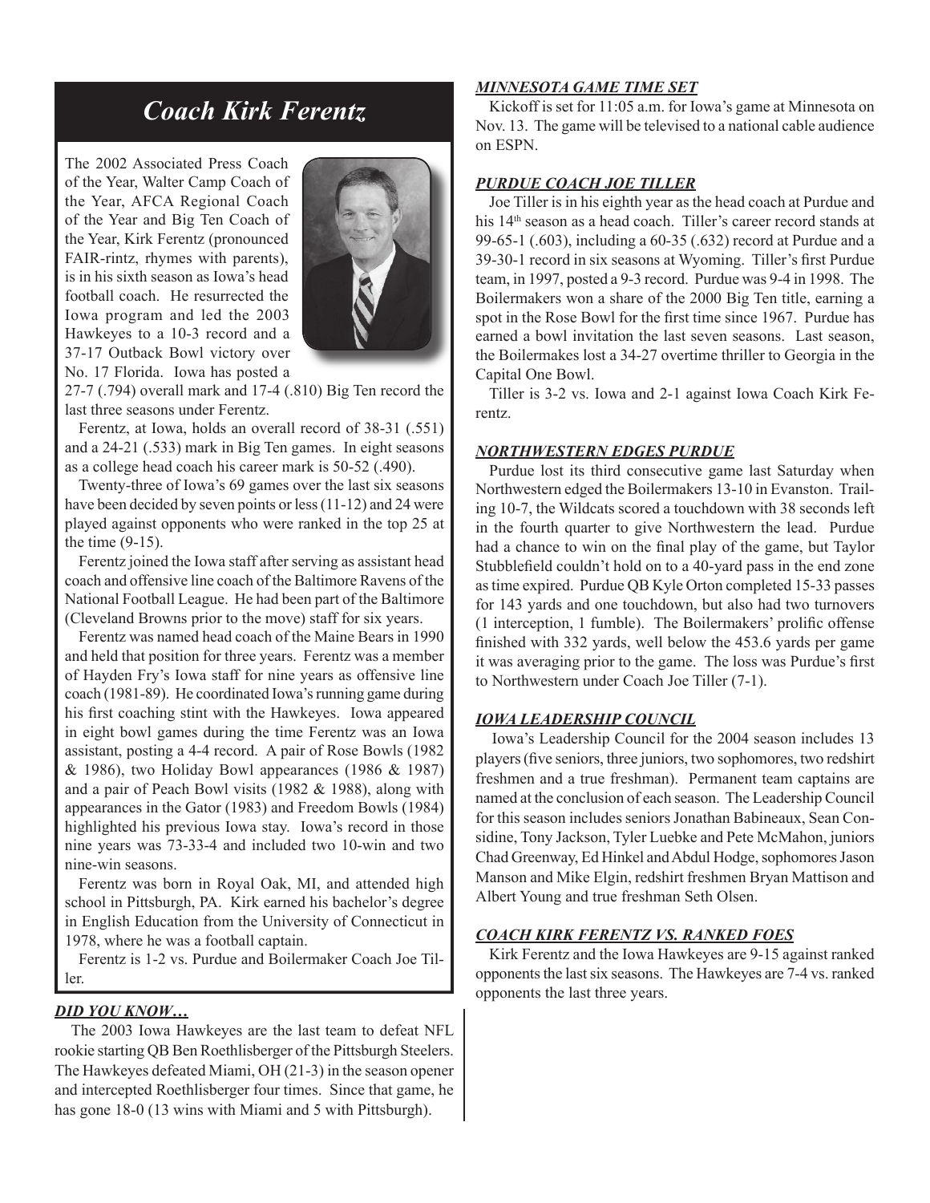## Coach Kirk Ferentz

The 2002 Associated Press Coach of the Year, Walter Camp Coach of the Year, AFCA Regional Coach of the Year and Big Ten Coach of the Year, Kirk Ferentz (pronounced FAIR-rintz, rhymes with parents), is in his sixth season as Iowa's head football coach. He resurrected the Iowa program and led the 2003 Hawkeyes to a 10-3 record and a 37-17 Outback Bowl victory over No. 17 Florida. Iowa has posted a 27-7 (.794) overall mark and 17-4 (.810) Big Ten record the last three seasons under Ferentz.

Ferentz, at Iowa, holds an overall record of 38-31 (.551) and a 24-21 (.533) mark in Big Ten games. In eight seasons as a college head coach his career mark is 50-52 (.490).

Twenty-three of Iowa's 69 games over the last six seasons have been decided by seven points or less (11-12) and 24 were played against opponents who were ranked in the top 25 at the time (9-15).

Ferentz joined the Iowa staff after serving as assistant head coach and offensive line coach of the Baltimore Ravens of the National Football League. He had been part of the Baltimore (Cleveland Browns prior to the move) staff for six years.

Ferentz was named head coach of the Maine Bears in 1990 and held that position for three years. Ferentz was a member of Hayden Fry's Iowa staff for nine years as offensive line coach (1981-89). He coordinated Iowa's running game during his first coaching stint with the Hawkeyes. Iowa appeared in eight bowl games during the time Ferentz was an Iowa assistant, posting a 4-4 record. A pair of Rose Bowls (1982 & 1986), two Holiday Bowl appearances (1986 & 1987) and a pair of Peach Bowl visits (1982 & 1988), along with appearances in the Gator (1983) and Freedom Bowls (1984) highlighted his previous Iowa stay. Iowa's record in those nine years was 73-33-4 and included two 10-win and two nine-win seasons.

Ferentz was born in Royal Oak, MI, and attended high school in Pittsburgh, PA. Kirk earned his bachelor's degree in English Education from the University of Connecticut in 1978, where he was a football captain.

Ferentz is 1-2 vs. Purdue and Boilermaker Coach Joe Tiller.

### *DID YOU KNOW…*

The 2003 Iowa Hawkeyes are the last team to defeat NFL rookie starting QB Ben Roethlisberger of the Pittsburgh Steelers. The Hawkeyes defeated Miami, OH (21-3) in the season opener and intercepted Roethlisberger four times. Since that game, he has gone 18-0 (13 wins with Miami and 5 with Pittsburgh).

### *MINNESOTA GAME TIME SET*

Kickoff is set for 11:05 a.m. for Iowa's game at Minnesota on Nov. 13. The game will be televised to a national cable audience on ESPN.

### *PURDUE COACH JOE TILLER*

Joe Tiller is in his eighth year as the head coach at Purdue and his 14th season as a head coach. Tiller's career record stands at 99-65-1 (.603), including a 60-35 (.632) record at Purdue and a 39-30-1 record in six seasons at Wyoming. Tiller's first Purdue team, in 1997, posted a 9-3 record. Purdue was 9-4 in 1998. The Boilermakers won a share of the 2000 Big Ten title, earning a spot in the Rose Bowl for the first time since 1967. Purdue has earned a bowl invitation the last seven seasons. Last season, the Boilermakes lost a 34-27 overtime thriller to Georgia in the Capital One Bowl.

Tiller is 3-2 vs. Iowa and 2-1 against Iowa Coach Kirk Ferentz.

### *NORTHWESTERN EDGES PURDUE*

Purdue lost its third consecutive game last Saturday when Northwestern edged the Boilermakers 13-10 in Evanston. Trailing 10-7, the Wildcats scored a touchdown with 38 seconds left in the fourth quarter to give Northwestern the lead. Purdue had a chance to win on the final play of the game, but Taylor Stubblefield couldn't hold on to a 40-yard pass in the end zone as time expired. Purdue QB Kyle Orton completed 15-33 passes for 143 yards and one touchdown, but also had two turnovers (1 interception, 1 fumble). The Boilermakers' prolific offense finished with 332 yards, well below the 453.6 yards per game it was averaging prior to the game. The loss was Purdue's first to Northwestern under Coach Joe Tiller (7-1).

### *IOWA LEADERSHIP COUNCIL*

Iowa's Leadership Council for the 2004 season includes 13 players (five seniors, three juniors, two sophomores, two redshirt freshmen and a true freshman). Permanent team captains are named at the conclusion of each season. The Leadership Council for this season includes seniors Jonathan Babineaux, Sean Considine, Tony Jackson, Tyler Luebke and Pete McMahon, juniors Chad Greenway, Ed Hinkel and Abdul Hodge, sophomores Jason Manson and Mike Elgin, redshirt freshmen Bryan Mattison and Albert Young and true freshman Seth Olsen.

### *COACH KIRK FERENTZ VS. RANKED FOES*

Kirk Ferentz and the Iowa Hawkeyes are 9-15 against ranked opponents the last six seasons. The Hawkeyes are 7-4 vs. ranked opponents the last three years.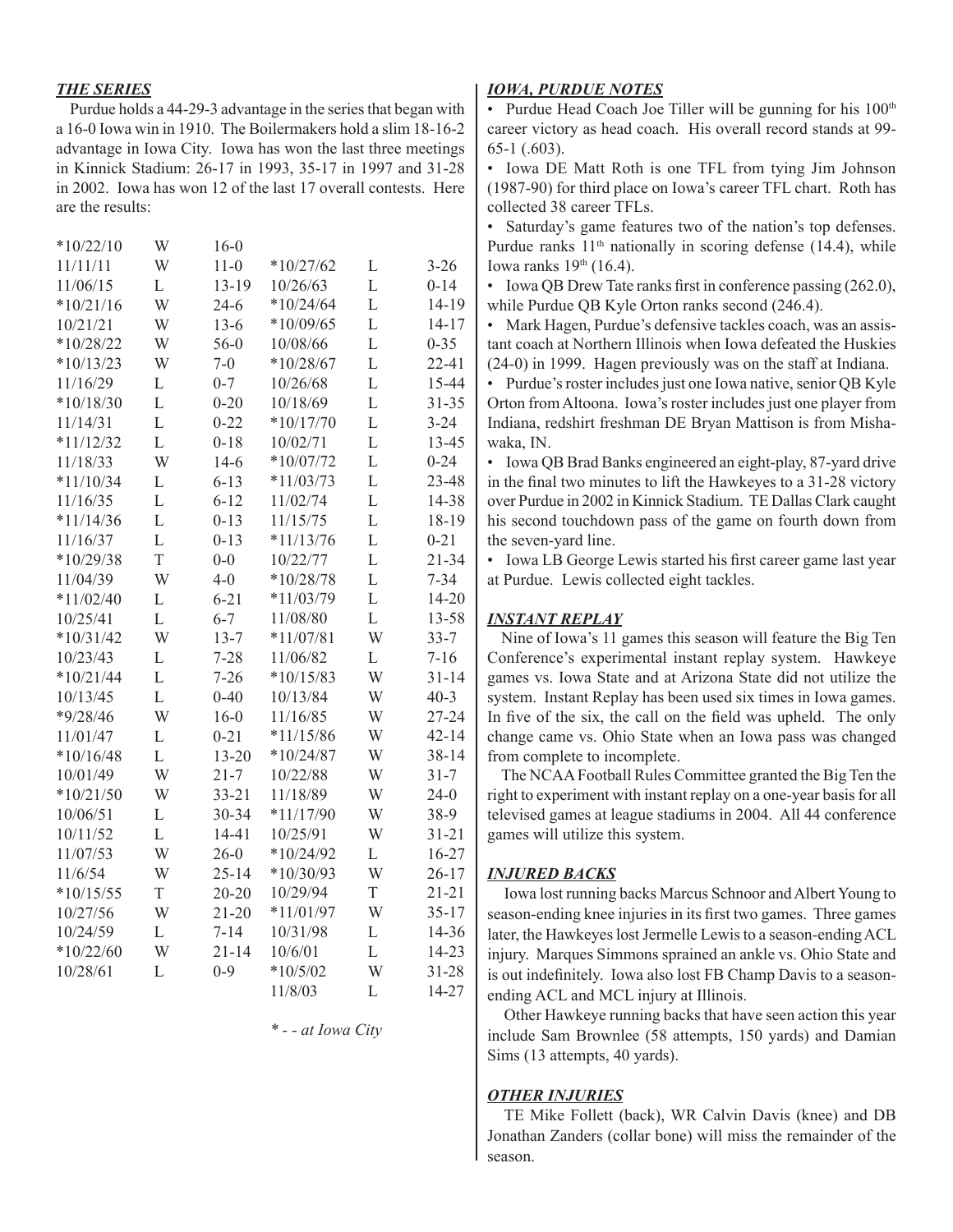## *THE SERIES*

Purdue holds a 44-29-3 advantage in the series that began with a 16-0 Iowa win in 1910. The Boilermakers hold a slim 18-16-2 advantage in Iowa City. Iowa has won the last three meetings in Kinnick Stadium: 26-17 in 1993, 35-17 in 1997 and 31-28 in 2002. Iowa has won 12 of the last 17 overall contests. Here are the results:

| Date | Result | Score | Date | Result | Score |
|---|---|---|---|---|---|
| *10/22/10 | W | 16-0 | | | |
| 11/11/11 | W | 11-0 | *10/27/62 | L | 3-26 |
| 11/06/15 | L | 13-19 | 10/26/63 | L | 0-14 |
| *10/21/16 | W | 24-6 | *10/24/64 | L | 14-19 |
| 10/21/21 | W | 13-6 | *10/09/65 | L | 14-17 |
| *10/28/22 | W | 56-0 | 10/08/66 | L | 0-35 |
| *10/13/23 | W | 7-0 | *10/28/67 | L | 22-41 |
| 11/16/29 | L | 0-7 | 10/26/68 | L | 15-44 |
| *10/18/30 | L | 0-20 | 10/18/69 | L | 31-35 |
| 11/14/31 | L | 0-22 | *10/17/70 | L | 3-24 |
| *11/12/32 | L | 0-18 | 10/02/71 | L | 13-45 |
| 11/18/33 | W | 14-6 | *10/07/72 | L | 0-24 |
| *11/10/34 | L | 6-13 | *11/03/73 | L | 23-48 |
| 11/16/35 | L | 6-12 | 11/02/74 | L | 14-38 |
| *11/14/36 | L | 0-13 | 11/15/75 | L | 18-19 |
| 11/16/37 | L | 0-13 | *11/13/76 | L | 0-21 |
| *10/29/38 | T | 0-0 | 10/22/77 | L | 21-34 |
| 11/04/39 | W | 4-0 | *10/28/78 | L | 7-34 |
| *11/02/40 | L | 6-21 | *11/03/79 | L | 14-20 |
| 10/25/41 | L | 6-7 | 11/08/80 | L | 13-58 |
| *10/31/42 | W | 13-7 | *11/07/81 | W | 33-7 |
| 10/23/43 | L | 7-28 | 11/06/82 | L | 7-16 |
| *10/21/44 | L | 7-26 | *10/15/83 | W | 31-14 |
| 10/13/45 | L | 0-40 | 10/13/84 | W | 40-3 |
| *9/28/46 | W | 16-0 | 11/16/85 | W | 27-24 |
| 11/01/47 | L | 0-21 | *11/15/86 | W | 42-14 |
| *10/16/48 | L | 13-20 | *10/24/87 | W | 38-14 |
| 10/01/49 | W | 21-7 | 10/22/88 | W | 31-7 |
| *10/21/50 | W | 33-21 | 11/18/89 | W | 24-0 |
| 10/06/51 | L | 30-34 | *11/17/90 | W | 38-9 |
| 10/11/52 | L | 14-41 | 10/25/91 | W | 31-21 |
| 11/07/53 | W | 26-0 | *10/24/92 | L | 16-27 |
| 11/6/54 | W | 25-14 | *10/30/93 | W | 26-17 |
| *10/15/55 | T | 20-20 | 10/29/94 | T | 21-21 |
| 10/27/56 | W | 21-20 | *11/01/97 | W | 35-17 |
| 10/24/59 | L | 7-14 | 10/31/98 | L | 14-36 |
| *10/22/60 | W | 21-14 | 10/6/01 | L | 14-23 |
| 10/28/61 | L | 0-9 | *10/5/02 | W | 31-28 |
| | | | 11/8/03 | L | 14-27 |

*\* - - at Iowa City*

## *IOWA, PURDUE NOTES*

- Purdue Head Coach Joe Tiller will be gunning for his 100th career victory as head coach. His overall record stands at 99-65-1 (.603).
- Iowa DE Matt Roth is one TFL from tying Jim Johnson (1987-90) for third place on Iowa's career TFL chart. Roth has collected 38 career TFLs.
- Saturday's game features two of the nation's top defenses. Purdue ranks 11th nationally in scoring defense (14.4), while Iowa ranks 19th (16.4).
- Iowa QB Drew Tate ranks first in conference passing (262.0), while Purdue QB Kyle Orton ranks second (246.4).
- Mark Hagen, Purdue's defensive tackles coach, was an assistant coach at Northern Illinois when Iowa defeated the Huskies (24-0) in 1999. Hagen previously was on the staff at Indiana.
- Purdue's roster includes just one Iowa native, senior QB Kyle Orton from Altoona. Iowa's roster includes just one player from Indiana, redshirt freshman DE Bryan Mattison is from Mishawaka, IN.
- Iowa QB Brad Banks engineered an eight-play, 87-yard drive in the final two minutes to lift the Hawkeyes to a 31-28 victory over Purdue in 2002 in Kinnick Stadium. TE Dallas Clark caught his second touchdown pass of the game on fourth down from the seven-yard line.
- Iowa LB George Lewis started his first career game last year at Purdue. Lewis collected eight tackles.

## *INSTANT REPLAY*

Nine of Iowa's 11 games this season will feature the Big Ten Conference's experimental instant replay system. Hawkeye games vs. Iowa State and at Arizona State did not utilize the system. Instant Replay has been used six times in Iowa games. In five of the six, the call on the field was upheld. The only change came vs. Ohio State when an Iowa pass was changed from complete to incomplete.

The NCAA Football Rules Committee granted the Big Ten the right to experiment with instant replay on a one-year basis for all televised games at league stadiums in 2004. All 44 conference games will utilize this system.

## *INJURED BACKS*

Iowa lost running backs Marcus Schnoor and Albert Young to season-ending knee injuries in its first two games. Three games later, the Hawkeyes lost Jermelle Lewis to a season-ending ACL injury. Marques Simmons sprained an ankle vs. Ohio State and is out indefinitely. Iowa also lost FB Champ Davis to a season-ending ACL and MCL injury at Illinois.

Other Hawkeye running backs that have seen action this year include Sam Brownlee (58 attempts, 150 yards) and Damian Sims (13 attempts, 40 yards).

## *OTHER INJURIES*

TE Mike Follett (back), WR Calvin Davis (knee) and DB Jonathan Zanders (collar bone) will miss the remainder of the season.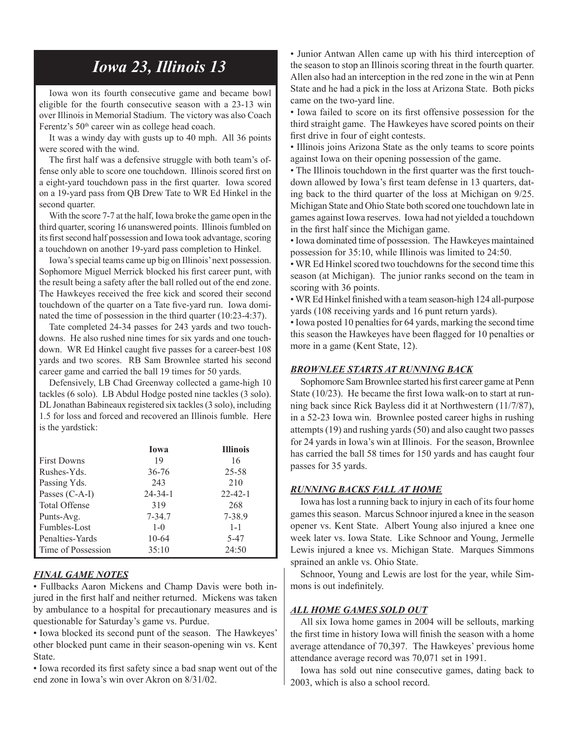# Iowa 23, Illinois 13

Iowa won its fourth consecutive game and became bowl eligible for the fourth consecutive season with a 23-13 win over Illinois in Memorial Stadium. The victory was also Coach Ferentz's 50th career win as college head coach.

It was a windy day with gusts up to 40 mph. All 36 points were scored with the wind.

The first half was a defensive struggle with both team's offense only able to score one touchdown. Illinois scored first on a eight-yard touchdown pass in the first quarter. Iowa scored on a 19-yard pass from QB Drew Tate to WR Ed Hinkel in the second quarter.

With the score 7-7 at the half, Iowa broke the game open in the third quarter, scoring 16 unanswered points. Illinois fumbled on its first second half possession and Iowa took advantage, scoring a touchdown on another 19-yard pass completion to Hinkel.

Iowa's special teams came up big on Illinois' next possession. Sophomore Miguel Merrick blocked his first career punt, with the result being a safety after the ball rolled out of the end zone. The Hawkeyes received the free kick and scored their second touchdown of the quarter on a Tate five-yard run. Iowa dominated the time of possession in the third quarter (10:23-4:37).

Tate completed 24-34 passes for 243 yards and two touchdowns. He also rushed nine times for six yards and one touchdown. WR Ed Hinkel caught five passes for a career-best 108 yards and two scores. RB Sam Brownlee started his second career game and carried the ball 19 times for 50 yards.

Defensively, LB Chad Greenway collected a game-high 10 tackles (6 solo). LB Abdul Hodge posted nine tackles (3 solo). DL Jonathan Babineaux registered six tackles (3 solo), including 1.5 for loss and forced and recovered an Illinois fumble. Here is the yardstick:

| | Iowa | Illinois |
|---|---|---|
| First Downs | 19 | 16 |
| Rushes-Yds. | 36-76 | 25-58 |
| Passing Yds. | 243 | 210 |
| Passes (C-A-I) | 24-34-1 | 22-42-1 |
| Total Offense | 319 | 268 |
| Punts-Avg. | 7-34.7 | 7-38.9 |
| Fumbles-Lost | 1-0 | 1-1 |
| Penalties-Yards | 10-64 | 5-47 |
| Time of Possession | 35:10 | 24:50 |

### *FINAL GAME NOTES*

- Fullbacks Aaron Mickens and Champ Davis were both injured in the first half and neither returned. Mickens was taken by ambulance to a hospital for precautionary measures and is questionable for Saturday's game vs. Purdue.
- Iowa blocked its second punt of the season. The Hawkeyes' other blocked punt came in their season-opening win vs. Kent State.
- Iowa recorded its first safety since a bad snap went out of the end zone in Iowa's win over Akron on 8/31/02.
- Junior Antwan Allen came up with his third interception of the season to stop an Illinois scoring threat in the fourth quarter. Allen also had an interception in the red zone in the win at Penn State and he had a pick in the loss at Arizona State. Both picks came on the two-yard line.
- Iowa failed to score on its first offensive possession for the third straight game. The Hawkeyes have scored points on their first drive in four of eight contests.
- Illinois joins Arizona State as the only teams to score points against Iowa on their opening possession of the game.
- The Illinois touchdown in the first quarter was the first touchdown allowed by Iowa's first team defense in 13 quarters, dating back to the third quarter of the loss at Michigan on 9/25. Michigan State and Ohio State both scored one touchdown late in games against Iowa reserves. Iowa had not yielded a touchdown in the first half since the Michigan game.
- Iowa dominated time of possession. The Hawkeyes maintained possession for 35:10, while Illinois was limited to 24:50.
- WR Ed Hinkel scored two touchdowns for the second time this season (at Michigan). The junior ranks second on the team in scoring with 36 points.
- WR Ed Hinkel finished with a team season-high 124 all-purpose yards (108 receiving yards and 16 punt return yards).
- Iowa posted 10 penalties for 64 yards, marking the second time this season the Hawkeyes have been flagged for 10 penalties or more in a game (Kent State, 12).

### *BROWNLEE STARTS AT RUNNING BACK*

Sophomore Sam Brownlee started his first career game at Penn State (10/23). He became the first Iowa walk-on to start at running back since Rick Bayless did it at Northwestern (11/7/87), in a 52-23 Iowa win. Brownlee posted career highs in rushing attempts (19) and rushing yards (50) and also caught two passes for 24 yards in Iowa's win at Illinois. For the season, Brownlee has carried the ball 58 times for 150 yards and has caught four passes for 35 yards.

### *RUNNING BACKS FALL AT HOME*

Iowa has lost a running back to injury in each of its four home games this season. Marcus Schnoor injured a knee in the season opener vs. Kent State. Albert Young also injured a knee one week later vs. Iowa State. Like Schnoor and Young, Jermelle Lewis injured a knee vs. Michigan State. Marques Simmons sprained an ankle vs. Ohio State.

Schnoor, Young and Lewis are lost for the year, while Simmons is out indefinitely.

### *ALL HOME GAMES SOLD OUT*

All six Iowa home games in 2004 will be sellouts, marking the first time in history Iowa will finish the season with a home average attendance of 70,397. The Hawkeyes' previous home attendance average record was 70,071 set in 1991.

Iowa has sold out nine consecutive games, dating back to 2003, which is also a school record.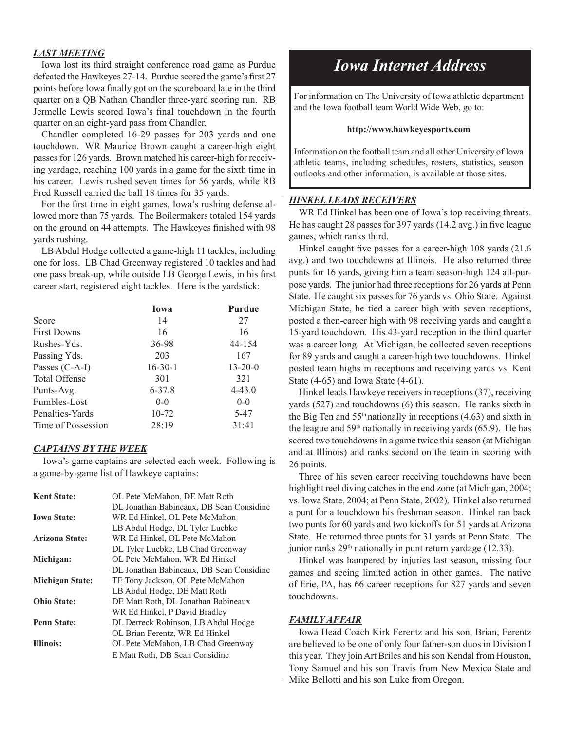### *LAST MEETING*

Iowa lost its third straight conference road game as Purdue defeated the Hawkeyes 27-14. Purdue scored the game's first 27 points before Iowa finally got on the scoreboard late in the third quarter on a QB Nathan Chandler three-yard scoring run. RB Jermelle Lewis scored Iowa's final touchdown in the fourth quarter on an eight-yard pass from Chandler.

Chandler completed 16-29 passes for 203 yards and one touchdown. WR Maurice Brown caught a career-high eight passes for 126 yards. Brown matched his career-high for receiving yardage, reaching 100 yards in a game for the sixth time in his career. Lewis rushed seven times for 56 yards, while RB Fred Russell carried the ball 18 times for 35 yards.

For the first time in eight games, Iowa's rushing defense allowed more than 75 yards. The Boilermakers totaled 154 yards on the ground on 44 attempts. The Hawkeyes finished with 98 yards rushing.

LB Abdul Hodge collected a game-high 11 tackles, including one for loss. LB Chad Greenway registered 10 tackles and had one pass break-up, while outside LB George Lewis, in his first career start, registered eight tackles. Here is the yardstick:

| | Iowa | Purdue |
|---|---|---|
| Score | 14 | 27 |
| First Downs | 16 | 16 |
| Rushes-Yds. | 36-98 | 44-154 |
| Passing Yds. | 203 | 167 |
| Passes (C-A-I) | 16-30-1 | 13-20-0 |
| Total Offense | 301 | 321 |
| Punts-Avg. | 6-37.8 | 4-43.0 |
| Fumbles-Lost | 0-0 | 0-0 |
| Penalties-Yards | 10-72 | 5-47 |
| Time of Possession | 28:19 | 31:41 |

### *CAPTAINS BY THE WEEK*

Iowa's game captains are selected each week. Following is a game-by-game list of Hawkeye captains:

| | |
|---|---|
| **Kent State:** | OL Pete McMahon, DE Matt Roth DL Jonathan Babineaux, DB Sean Considine |
| **Iowa State:** | WR Ed Hinkel, OL Pete McMahon LB Abdul Hodge, DL Tyler Luebke |
| **Arizona State:** | WR Ed Hinkel, OL Pete McMahon DL Tyler Luebke, LB Chad Greenway |
| **Michigan:** | OL Pete McMahon, WR Ed Hinkel DL Jonathan Babineaux, DB Sean Considine |
| **Michigan State:** | TE Tony Jackson, OL Pete McMahon LB Abdul Hodge, DE Matt Roth |
| **Ohio State:** | DE Matt Roth, DL Jonathan Babineaux WR Ed Hinkel, P David Bradley |
| **Penn State:** | DL Derreck Robinson, LB Abdul Hodge OL Brian Ferentz, WR Ed Hinkel |
| **Illinois:** | OL Pete McMahon, LB Chad Greenway E Matt Roth, DB Sean Considine |

## *Iowa Internet Address*

For information on The University of Iowa athletic department and the Iowa football team World Wide Web, go to:

**http://www.hawkeyesports.com**

Information on the football team and all other University of Iowa athletic teams, including schedules, rosters, statistics, season outlooks and other information, is available at those sites.

### *HINKEL LEADS RECEIVERS*

WR Ed Hinkel has been one of Iowa's top receiving threats. He has caught 28 passes for 397 yards (14.2 avg.) in five league games, which ranks third.

Hinkel caught five passes for a career-high 108 yards (21.6 avg.) and two touchdowns at Illinois. He also returned three punts for 16 yards, giving him a team season-high 124 all-purpose yards. The junior had three receptions for 26 yards at Penn State. He caught six passes for 76 yards vs. Ohio State. Against Michigan State, he tied a career high with seven receptions, posted a then-career high with 98 receiving yards and caught a 15-yard touchdown. His 43-yard reception in the third quarter was a career long. At Michigan, he collected seven receptions for 89 yards and caught a career-high two touchdowns. Hinkel posted team highs in receptions and receiving yards vs. Kent State (4-65) and Iowa State (4-61).

Hinkel leads Hawkeye receivers in receptions (37), receiving yards (527) and touchdowns (6) this season. He ranks sixth in the Big Ten and 55th nationally in receptions (4.63) and sixth in the league and 59th nationally in receiving yards (65.9). He has scored two touchdowns in a game twice this season (at Michigan and at Illinois) and ranks second on the team in scoring with 26 points.

Three of his seven career receiving touchdowns have been highlight reel diving catches in the end zone (at Michigan, 2004; vs. Iowa State, 2004; at Penn State, 2002). Hinkel also returned a punt for a touchdown his freshman season. Hinkel ran back two punts for 60 yards and two kickoffs for 51 yards at Arizona State. He returned three punts for 31 yards at Penn State. The junior ranks 29th nationally in punt return yardage (12.33).

Hinkel was hampered by injuries last season, missing four games and seeing limited action in other games. The native of Erie, PA, has 66 career receptions for 827 yards and seven touchdowns.

### *FAMILY AFFAIR*

Iowa Head Coach Kirk Ferentz and his son, Brian, Ferentz are believed to be one of only four father-son duos in Division I this year. They join Art Briles and his son Kendal from Houston, Tony Samuel and his son Travis from New Mexico State and Mike Bellotti and his son Luke from Oregon.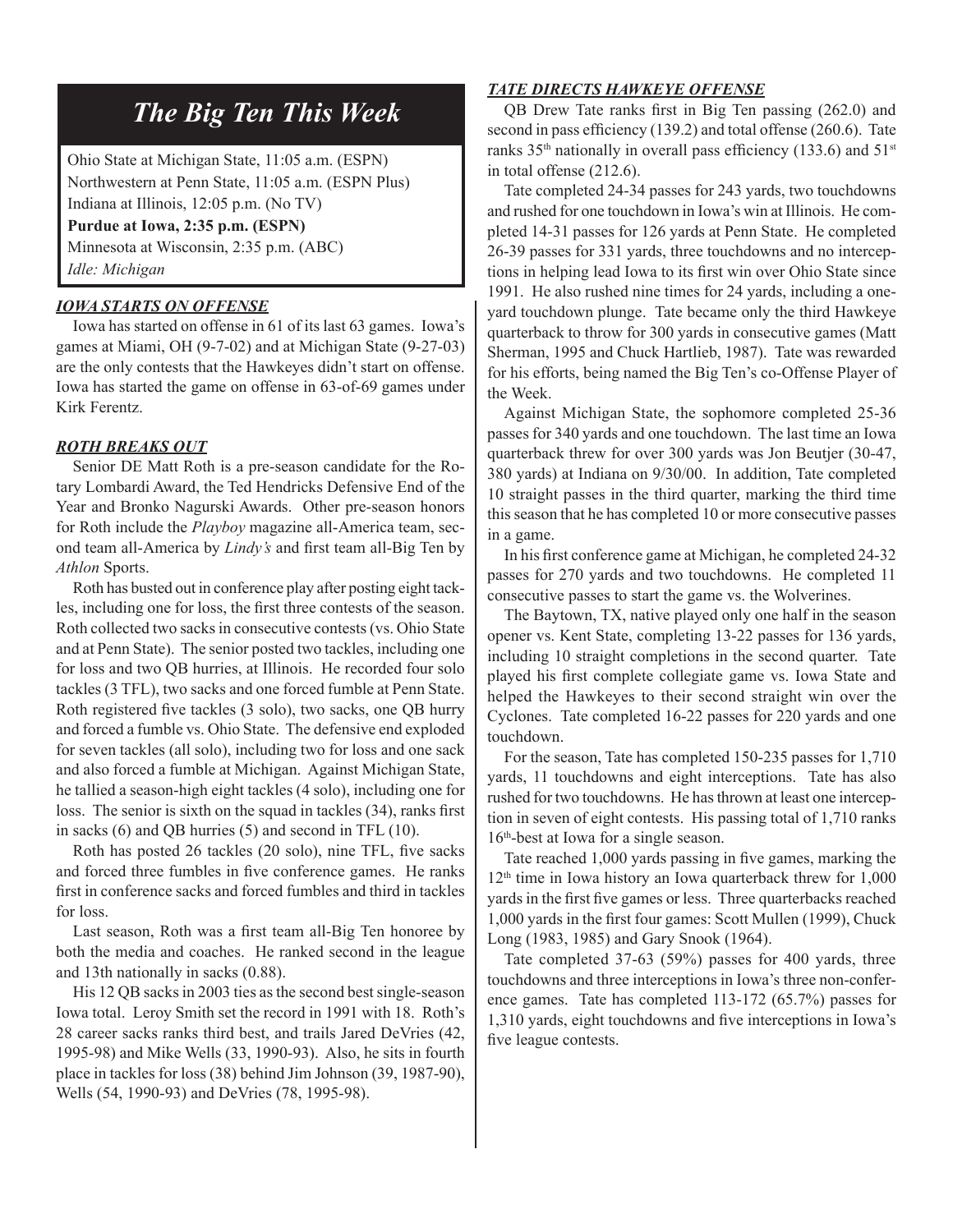## *The Big Ten This Week*

Ohio State at Michigan State, 11:05 a.m. (ESPN)
Northwestern at Penn State, 11:05 a.m. (ESPN Plus)
Indiana at Illinois, 12:05 p.m. (No TV)
**Purdue at Iowa, 2:35 p.m. (ESPN)**
Minnesota at Wisconsin, 2:35 p.m. (ABC)
*Idle: Michigan*

### ***IOWA STARTS ON OFFENSE***

Iowa has started on offense in 61 of its last 63 games. Iowa's games at Miami, OH (9-7-02) and at Michigan State (9-27-03) are the only contests that the Hawkeyes didn't start on offense. Iowa has started the game on offense in 63-of-69 games under Kirk Ferentz.

### ***ROTH BREAKS OUT***

Senior DE Matt Roth is a pre-season candidate for the Rotary Lombardi Award, the Ted Hendricks Defensive End of the Year and Bronko Nagurski Awards. Other pre-season honors for Roth include the *Playboy* magazine all-America team, second team all-America by *Lindy's* and first team all-Big Ten by *Athlon* Sports.

Roth has busted out in conference play after posting eight tackles, including one for loss, the first three contests of the season. Roth collected two sacks in consecutive contests (vs. Ohio State and at Penn State). The senior posted two tackles, including one for loss and two QB hurries, at Illinois. He recorded four solo tackles (3 TFL), two sacks and one forced fumble at Penn State. Roth registered five tackles (3 solo), two sacks, one QB hurry and forced a fumble vs. Ohio State. The defensive end exploded for seven tackles (all solo), including two for loss and one sack and also forced a fumble at Michigan. Against Michigan State, he tallied a season-high eight tackles (4 solo), including one for loss. The senior is sixth on the squad in tackles (34), ranks first in sacks (6) and QB hurries (5) and second in TFL (10).

Roth has posted 26 tackles (20 solo), nine TFL, five sacks and forced three fumbles in five conference games. He ranks first in conference sacks and forced fumbles and third in tackles for loss.

Last season, Roth was a first team all-Big Ten honoree by both the media and coaches. He ranked second in the league and 13th nationally in sacks (0.88).

His 12 QB sacks in 2003 ties as the second best single-season Iowa total. Leroy Smith set the record in 1991 with 18. Roth's 28 career sacks ranks third best, and trails Jared DeVries (42, 1995-98) and Mike Wells (33, 1990-93). Also, he sits in fourth place in tackles for loss (38) behind Jim Johnson (39, 1987-90), Wells (54, 1990-93) and DeVries (78, 1995-98).

### ***TATE DIRECTS HAWKEYE OFFENSE***

QB Drew Tate ranks first in Big Ten passing (262.0) and second in pass efficiency (139.2) and total offense (260.6). Tate ranks 35th nationally in overall pass efficiency (133.6) and 51st in total offense (212.6).

Tate completed 24-34 passes for 243 yards, two touchdowns and rushed for one touchdown in Iowa's win at Illinois. He completed 14-31 passes for 126 yards at Penn State. He completed 26-39 passes for 331 yards, three touchdowns and no interceptions in helping lead Iowa to its first win over Ohio State since 1991. He also rushed nine times for 24 yards, including a one-yard touchdown plunge. Tate became only the third Hawkeye quarterback to throw for 300 yards in consecutive games (Matt Sherman, 1995 and Chuck Hartlieb, 1987). Tate was rewarded for his efforts, being named the Big Ten's co-Offense Player of the Week.

Against Michigan State, the sophomore completed 25-36 passes for 340 yards and one touchdown. The last time an Iowa quarterback threw for over 300 yards was Jon Beutjer (30-47, 380 yards) at Indiana on 9/30/00. In addition, Tate completed 10 straight passes in the third quarter, marking the third time this season that he has completed 10 or more consecutive passes in a game.

In his first conference game at Michigan, he completed 24-32 passes for 270 yards and two touchdowns. He completed 11 consecutive passes to start the game vs. the Wolverines.

The Baytown, TX, native played only one half in the season opener vs. Kent State, completing 13-22 passes for 136 yards, including 10 straight completions in the second quarter. Tate played his first complete collegiate game vs. Iowa State and helped the Hawkeyes to their second straight win over the Cyclones. Tate completed 16-22 passes for 220 yards and one touchdown.

For the season, Tate has completed 150-235 passes for 1,710 yards, 11 touchdowns and eight interceptions. Tate has also rushed for two touchdowns. He has thrown at least one interception in seven of eight contests. His passing total of 1,710 ranks 16th-best at Iowa for a single season.

Tate reached 1,000 yards passing in five games, marking the 12th time in Iowa history an Iowa quarterback threw for 1,000 yards in the first five games or less. Three quarterbacks reached 1,000 yards in the first four games: Scott Mullen (1999), Chuck Long (1983, 1985) and Gary Snook (1964).

Tate completed 37-63 (59%) passes for 400 yards, three touchdowns and three interceptions in Iowa's three non-conference games. Tate has completed 113-172 (65.7%) passes for 1,310 yards, eight touchdowns and five interceptions in Iowa's five league contests.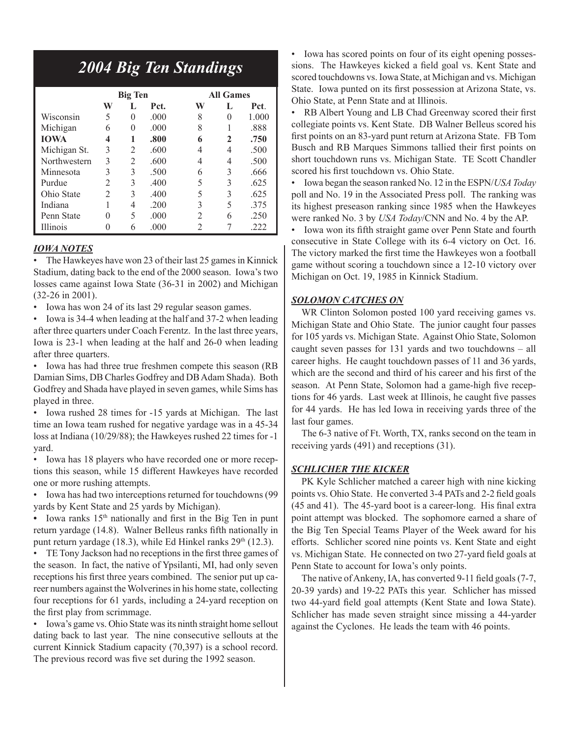## 2004 Big Ten Standings

| | Big Ten | | | All Games | | |
|---|---|---|---|---|---|---|
| | W | L | Pct. | W | L | Pct. |
| Wisconsin | 5 | 0 | .000 | 8 | 0 | 1.000 |
| Michigan | 6 | 0 | .000 | 8 | 1 | .888 |
| **IOWA** | **4** | **1** | **.800** | **6** | **2** | **.750** |
| Michigan St. | 3 | 2 | .600 | 4 | 4 | .500 |
| Northwestern | 3 | 2 | .600 | 4 | 4 | .500 |
| Minnesota | 3 | 3 | .500 | 6 | 3 | .666 |
| Purdue | 2 | 3 | .400 | 5 | 3 | .625 |
| Ohio State | 2 | 3 | .400 | 5 | 3 | .625 |
| Indiana | 1 | 4 | .200 | 3 | 5 | .375 |
| Penn State | 0 | 5 | .000 | 2 | 6 | .250 |
| Illinois | 0 | 6 | .000 | 2 | 7 | .222 |

### *IOWA NOTES*

- The Hawkeyes have won 23 of their last 25 games in Kinnick Stadium, dating back to the end of the 2000 season. Iowa's two losses came against Iowa State (36-31 in 2002) and Michigan (32-26 in 2001).
- Iowa has won 24 of its last 29 regular season games.
- Iowa is 34-4 when leading at the half and 37-2 when leading after three quarters under Coach Ferentz. In the last three years, Iowa is 23-1 when leading at the half and 26-0 when leading after three quarters.
- Iowa has had three true freshmen compete this season (RB Damian Sims, DB Charles Godfrey and DB Adam Shada). Both Godfrey and Shada have played in seven games, while Sims has played in three.
- Iowa rushed 28 times for -15 yards at Michigan. The last time an Iowa team rushed for negative yardage was in a 45-34 loss at Indiana (10/29/88); the Hawkeyes rushed 22 times for -1 yard.
- Iowa has 18 players who have recorded one or more receptions this season, while 15 different Hawkeyes have recorded one or more rushing attempts.
- Iowa has had two interceptions returned for touchdowns (99 yards by Kent State and 25 yards by Michigan).
- Iowa ranks 15th nationally and first in the Big Ten in punt return yardage (14.8). Walner Belleus ranks fifth nationally in punt return yardage (18.3), while Ed Hinkel ranks 29th (12.3).
- TE Tony Jackson had no receptions in the first three games of the season. In fact, the native of Ypsilanti, MI, had only seven receptions his first three years combined. The senior put up career numbers against the Wolverines in his home state, collecting four receptions for 61 yards, including a 24-yard reception on the first play from scrimmage.
- Iowa's game vs. Ohio State was its ninth straight home sellout dating back to last year. The nine consecutive sellouts at the current Kinnick Stadium capacity (70,397) is a school record. The previous record was five set during the 1992 season.
- Iowa has scored points on four of its eight opening possessions. The Hawkeyes kicked a field goal vs. Kent State and scored touchdowns vs. Iowa State, at Michigan and vs. Michigan State. Iowa punted on its first possession at Arizona State, vs. Ohio State, at Penn State and at Illinois.
- RB Albert Young and LB Chad Greenway scored their first collegiate points vs. Kent State. DB Walner Belleus scored his first points on an 83-yard punt return at Arizona State. FB Tom Busch and RB Marques Simmons tallied their first points on short touchdown runs vs. Michigan State. TE Scott Chandler scored his first touchdown vs. Ohio State.
- Iowa began the season ranked No. 12 in the ESPN/*USA Today* poll and No. 19 in the Associated Press poll. The ranking was its highest preseason ranking since 1985 when the Hawkeyes were ranked No. 3 by *USA Today*/CNN and No. 4 by the AP.
- Iowa won its fifth straight game over Penn State and fourth consecutive in State College with its 6-4 victory on Oct. 16. The victory marked the first time the Hawkeyes won a football game without scoring a touchdown since a 12-10 victory over Michigan on Oct. 19, 1985 in Kinnick Stadium.

### *SOLOMON CATCHES ON*

WR Clinton Solomon posted 100 yard receiving games vs. Michigan State and Ohio State. The junior caught four passes for 105 yards vs. Michigan State. Against Ohio State, Solomon caught seven passes for 131 yards and two touchdowns – all career highs. He caught touchdown passes of 11 and 36 yards, which are the second and third of his career and his first of the season. At Penn State, Solomon had a game-high five receptions for 46 yards. Last week at Illinois, he caught five passes for 44 yards. He has led Iowa in receiving yards three of the last four games.

The 6-3 native of Ft. Worth, TX, ranks second on the team in receiving yards (491) and receptions (31).

### *SCHLICHER THE KICKER*

PK Kyle Schlicher matched a career high with nine kicking points vs. Ohio State. He converted 3-4 PATs and 2-2 field goals (45 and 41). The 45-yard boot is a career-long. His final extra point attempt was blocked. The sophomore earned a share of the Big Ten Special Teams Player of the Week award for his efforts. Schlicher scored nine points vs. Kent State and eight vs. Michigan State. He connected on two 27-yard field goals at Penn State to account for Iowa's only points.

The native of Ankeny, IA, has converted 9-11 field goals (7-7, 20-39 yards) and 19-22 PATs this year. Schlicher has missed two 44-yard field goal attempts (Kent State and Iowa State). Schlicher has made seven straight since missing a 44-yarder against the Cyclones. He leads the team with 46 points.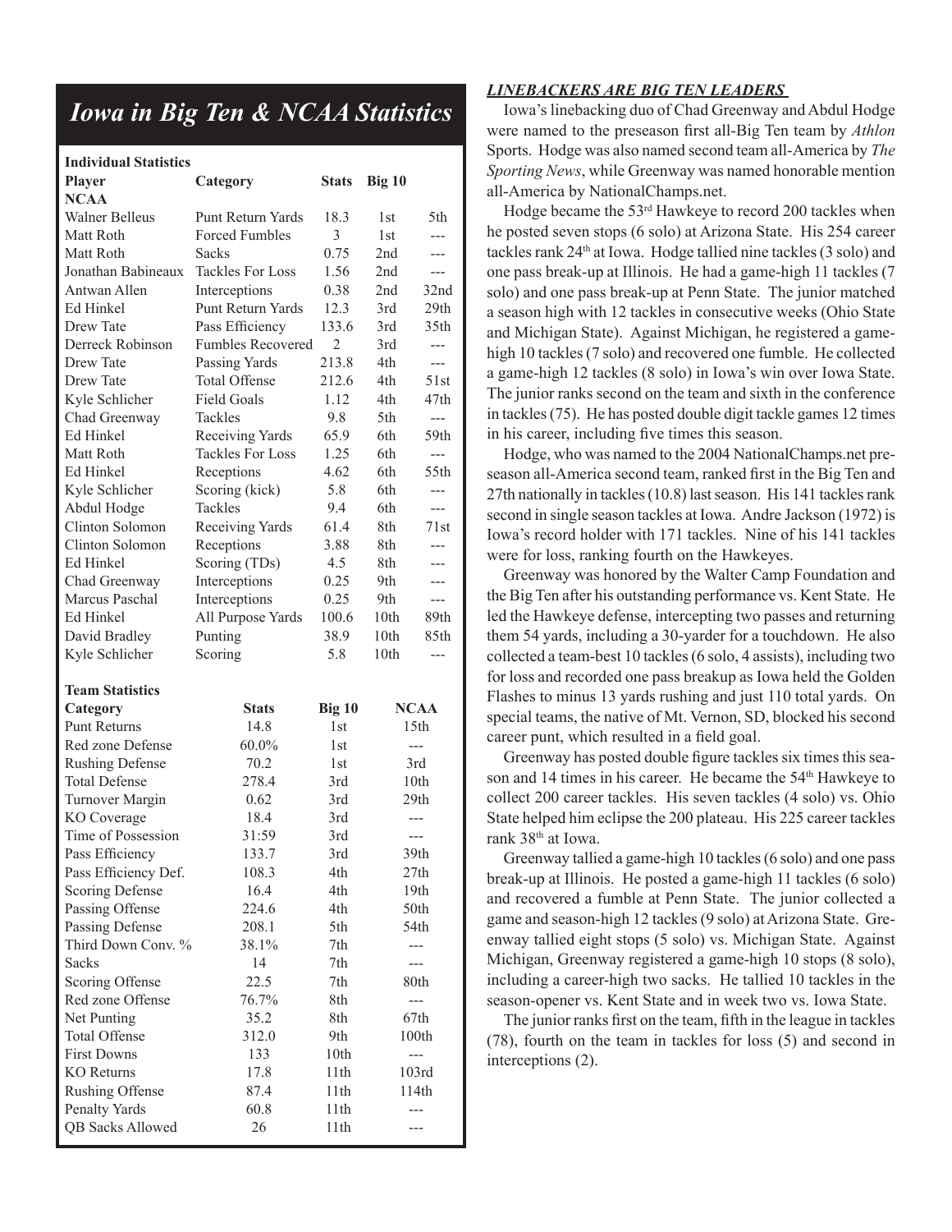## Iowa in Big Ten & NCAA Statistics

**Individual Statistics**

| Player | Category | Stats | Big 10 | NCAA |
|---|---|---|---|---|
| Walner Belleus | Punt Return Yards | 18.3 | 1st | 5th |
| Matt Roth | Forced Fumbles | 3 | 1st | --- |
| Matt Roth | Sacks | 0.75 | 2nd | --- |
| Jonathan Babineaux | Tackles For Loss | 1.56 | 2nd | --- |
| Antwan Allen | Interceptions | 0.38 | 2nd | 32nd |
| Ed Hinkel | Punt Return Yards | 12.3 | 3rd | 29th |
| Drew Tate | Pass Efficiency | 133.6 | 3rd | 35th |
| Derreck Robinson | Fumbles Recovered | 2 | 3rd | --- |
| Drew Tate | Passing Yards | 213.8 | 4th | --- |
| Drew Tate | Total Offense | 212.6 | 4th | 51st |
| Kyle Schlicher | Field Goals | 1.12 | 4th | 47th |
| Chad Greenway | Tackles | 9.8 | 5th | --- |
| Ed Hinkel | Receiving Yards | 65.9 | 6th | 59th |
| Matt Roth | Tackles For Loss | 1.25 | 6th | --- |
| Ed Hinkel | Receptions | 4.62 | 6th | 55th |
| Kyle Schlicher | Scoring (kick) | 5.8 | 6th | --- |
| Abdul Hodge | Tackles | 9.4 | 6th | --- |
| Clinton Solomon | Receiving Yards | 61.4 | 8th | 71st |
| Clinton Solomon | Receptions | 3.88 | 8th | --- |
| Ed Hinkel | Scoring (TDs) | 4.5 | 8th | --- |
| Chad Greenway | Interceptions | 0.25 | 9th | --- |
| Marcus Paschal | Interceptions | 0.25 | 9th | --- |
| Ed Hinkel | All Purpose Yards | 100.6 | 10th | 89th |
| David Bradley | Punting | 38.9 | 10th | 85th |
| Kyle Schlicher | Scoring | 5.8 | 10th | --- |

**Team Statistics**

| Category | Stats | Big 10 | NCAA |
|---|---|---|---|
| Punt Returns | 14.8 | 1st | 15th |
| Red zone Defense | 60.0% | 1st | --- |
| Rushing Defense | 70.2 | 1st | 3rd |
| Total Defense | 278.4 | 3rd | 10th |
| Turnover Margin | 0.62 | 3rd | 29th |
| KO Coverage | 18.4 | 3rd | --- |
| Time of Possession | 31:59 | 3rd | --- |
| Pass Efficiency | 133.7 | 3rd | 39th |
| Pass Efficiency Def. | 108.3 | 4th | 27th |
| Scoring Defense | 16.4 | 4th | 19th |
| Passing Offense | 224.6 | 4th | 50th |
| Passing Defense | 208.1 | 5th | 54th |
| Third Down Conv. % | 38.1% | 7th | --- |
| Sacks | 14 | 7th | --- |
| Scoring Offense | 22.5 | 7th | 80th |
| Red zone Offense | 76.7% | 8th | --- |
| Net Punting | 35.2 | 8th | 67th |
| Total Offense | 312.0 | 9th | 100th |
| First Downs | 133 | 10th | --- |
| KO Returns | 17.8 | 11th | 103rd |
| Rushing Offense | 87.4 | 11th | 114th |
| Penalty Yards | 60.8 | 11th | --- |
| QB Sacks Allowed | 26 | 11th | --- |

***LINEBACKERS ARE BIG TEN LEADERS***

Iowa's linebacking duo of Chad Greenway and Abdul Hodge were named to the preseason first all-Big Ten team by *Athlon* Sports. Hodge was also named second team all-America by *The Sporting News*, while Greenway was named honorable mention all-America by NationalChamps.net.

Hodge became the 53rd Hawkeye to record 200 tackles when he posted seven stops (6 solo) at Arizona State. His 254 career tackles rank 24th at Iowa. Hodge tallied nine tackles (3 solo) and one pass break-up at Illinois. He had a game-high 11 tackles (7 solo) and one pass break-up at Penn State. The junior matched a season high with 12 tackles in consecutive weeks (Ohio State and Michigan State). Against Michigan, he registered a game-high 10 tackles (7 solo) and recovered one fumble. He collected a game-high 12 tackles (8 solo) in Iowa's win over Iowa State. The junior ranks second on the team and sixth in the conference in tackles (75). He has posted double digit tackle games 12 times in his career, including five times this season.

Hodge, who was named to the 2004 NationalChamps.net preseason all-America second team, ranked first in the Big Ten and 27th nationally in tackles (10.8) last season. His 141 tackles rank second in single season tackles at Iowa. Andre Jackson (1972) is Iowa's record holder with 171 tackles. Nine of his 141 tackles were for loss, ranking fourth on the Hawkeyes.

Greenway was honored by the Walter Camp Foundation and the Big Ten after his outstanding performance vs. Kent State. He led the Hawkeye defense, intercepting two passes and returning them 54 yards, including a 30-yarder for a touchdown. He also collected a team-best 10 tackles (6 solo, 4 assists), including two for loss and recorded one pass breakup as Iowa held the Golden Flashes to minus 13 yards rushing and just 110 total yards. On special teams, the native of Mt. Vernon, SD, blocked his second career punt, which resulted in a field goal.

Greenway has posted double figure tackles six times this season and 14 times in his career. He became the 54th Hawkeye to collect 200 career tackles. His seven tackles (4 solo) vs. Ohio State helped him eclipse the 200 plateau. His 225 career tackles rank 38th at Iowa.

Greenway tallied a game-high 10 tackles (6 solo) and one pass break-up at Illinois. He posted a game-high 11 tackles (6 solo) and recovered a fumble at Penn State. The junior collected a game and season-high 12 tackles (9 solo) at Arizona State. Greenway tallied eight stops (5 solo) vs. Michigan State. Against Michigan, Greenway registered a game-high 10 stops (8 solo), including a career-high two sacks. He tallied 10 tackles in the season-opener vs. Kent State and in week two vs. Iowa State.

The junior ranks first on the team, fifth in the league in tackles (78), fourth on the team in tackles for loss (5) and second in interceptions (2).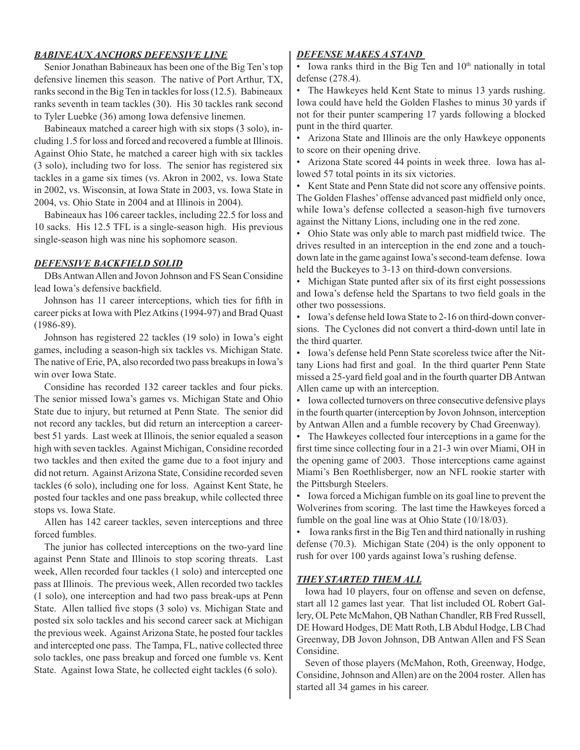### *BABINEAUX ANCHORS DEFENSIVE LINE*

Senior Jonathan Babineaux has been one of the Big Ten's top defensive linemen this season. The native of Port Arthur, TX, ranks second in the Big Ten in tackles for loss (12.5). Babineaux ranks seventh in team tackles (30). His 30 tackles rank second to Tyler Luebke (36) among Iowa defensive linemen.

Babineaux matched a career high with six stops (3 solo), including 1.5 for loss and forced and recovered a fumble at Illinois. Against Ohio State, he matched a career high with six tackles (3 solo), including two for loss. The senior has registered six tackles in a game six times (vs. Akron in 2002, vs. Iowa State in 2002, vs. Wisconsin, at Iowa State in 2003, vs. Iowa State in 2004, vs. Ohio State in 2004 and at Illinois in 2004).

Babineaux has 106 career tackles, including 22.5 for loss and 10 sacks. His 12.5 TFL is a single-season high. His previous single-season high was nine his sophomore season.

### *DEFENSIVE BACKFIELD SOLID*

DBs Antwan Allen and Jovon Johnson and FS Sean Considine lead Iowa's defensive backfield.

Johnson has 11 career interceptions, which ties for fifth in career picks at Iowa with Plez Atkins (1994-97) and Brad Quast (1986-89).

Johnson has registered 22 tackles (19 solo) in Iowa's eight games, including a season-high six tackles vs. Michigan State. The native of Erie, PA, also recorded two pass breakups in Iowa's win over Iowa State.

Considine has recorded 132 career tackles and four picks. The senior missed Iowa's games vs. Michigan State and Ohio State due to injury, but returned at Penn State. The senior did not record any tackles, but did return an interception a career-best 51 yards. Last week at Illinois, the senior equaled a season high with seven tackles. Against Michigan, Considine recorded two tackles and then exited the game due to a foot injury and did not return. Against Arizona State, Considine recorded seven tackles (6 solo), including one for loss. Against Kent State, he posted four tackles and one pass breakup, while collected three stops vs. Iowa State.

Allen has 142 career tackles, seven interceptions and three forced fumbles.

The junior has collected interceptions on the two-yard line against Penn State and Illinois to stop scoring threats. Last week, Allen recorded four tackles (1 solo) and intercepted one pass at Illinois. The previous week, Allen recorded two tackles (1 solo), one interception and had two pass break-ups at Penn State. Allen tallied five stops (3 solo) vs. Michigan State and posted six solo tackles and his second career sack at Michigan the previous week. Against Arizona State, he posted four tackles and intercepted one pass. The Tampa, FL, native collected three solo tackles, one pass breakup and forced one fumble vs. Kent State. Against Iowa State, he collected eight tackles (6 solo).

### *DEFENSE MAKES A STAND*

- Iowa ranks third in the Big Ten and 10th nationally in total defense (278.4).
- The Hawkeyes held Kent State to minus 13 yards rushing. Iowa could have held the Golden Flashes to minus 30 yards if not for their punter scampering 17 yards following a blocked punt in the third quarter.
- Arizona State and Illinois are the only Hawkeye opponents to score on their opening drive.
- Arizona State scored 44 points in week three. Iowa has allowed 57 total points in its six victories.
- Kent State and Penn State did not score any offensive points. The Golden Flashes' offense advanced past midfield only once, while Iowa's defense collected a season-high five turnovers against the Nittany Lions, including one in the red zone.
- Ohio State was only able to march past midfield twice. The drives resulted in an interception in the end zone and a touchdown late in the game against Iowa's second-team defense. Iowa held the Buckeyes to 3-13 on third-down conversions.
- Michigan State punted after six of its first eight possessions and Iowa's defense held the Spartans to two field goals in the other two possessions.
- Iowa's defense held Iowa State to 2-16 on third-down conversions. The Cyclones did not convert a third-down until late in the third quarter.
- Iowa's defense held Penn State scoreless twice after the Nittany Lions had first and goal. In the third quarter Penn State missed a 25-yard field goal and in the fourth quarter DB Antwan Allen came up with an interception.
- Iowa collected turnovers on three consecutive defensive plays in the fourth quarter (interception by Jovon Johnson, interception by Antwan Allen and a fumble recovery by Chad Greenway).
- The Hawkeyes collected four interceptions in a game for the first time since collecting four in a 21-3 win over Miami, OH in the opening game of 2003. Those interceptions came against Miami's Ben Roethlisberger, now an NFL rookie starter with the Pittsburgh Steelers.
- Iowa forced a Michigan fumble on its goal line to prevent the Wolverines from scoring. The last time the Hawkeyes forced a fumble on the goal line was at Ohio State (10/18/03).
- Iowa ranks first in the Big Ten and third nationally in rushing defense (70.3). Michigan State (204) is the only opponent to rush for over 100 yards against Iowa's rushing defense.

### *THEY STARTED THEM ALL*

Iowa had 10 players, four on offense and seven on defense, start all 12 games last year. That list included OL Robert Gallery, OL Pete McMahon, QB Nathan Chandler, RB Fred Russell, DE Howard Hodges, DE Matt Roth, LB Abdul Hodge, LB Chad Greenway, DB Jovon Johnson, DB Antwan Allen and FS Sean Considine.

Seven of those players (McMahon, Roth, Greenway, Hodge, Considine, Johnson and Allen) are on the 2004 roster. Allen has started all 34 games in his career.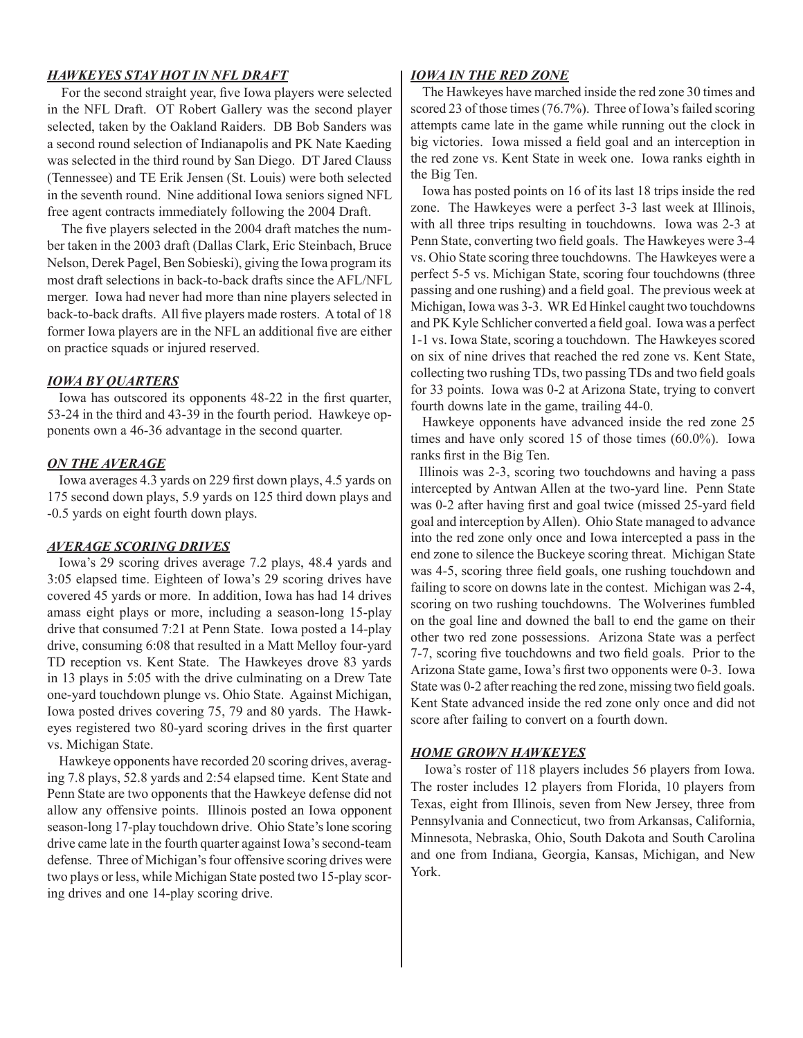### *HAWKEYES STAY HOT IN NFL DRAFT*

For the second straight year, five Iowa players were selected in the NFL Draft. OT Robert Gallery was the second player selected, taken by the Oakland Raiders. DB Bob Sanders was a second round selection of Indianapolis and PK Nate Kaeding was selected in the third round by San Diego. DT Jared Clauss (Tennessee) and TE Erik Jensen (St. Louis) were both selected in the seventh round. Nine additional Iowa seniors signed NFL free agent contracts immediately following the 2004 Draft.

The five players selected in the 2004 draft matches the number taken in the 2003 draft (Dallas Clark, Eric Steinbach, Bruce Nelson, Derek Pagel, Ben Sobieski), giving the Iowa program its most draft selections in back-to-back drafts since the AFL/NFL merger. Iowa had never had more than nine players selected in back-to-back drafts. All five players made rosters. A total of 18 former Iowa players are in the NFL an additional five are either on practice squads or injured reserved.

### *IOWA BY QUARTERS*

Iowa has outscored its opponents 48-22 in the first quarter, 53-24 in the third and 43-39 in the fourth period. Hawkeye opponents own a 46-36 advantage in the second quarter.

### *ON THE AVERAGE*

Iowa averages 4.3 yards on 229 first down plays, 4.5 yards on 175 second down plays, 5.9 yards on 125 third down plays and -0.5 yards on eight fourth down plays.

### *AVERAGE SCORING DRIVES*

Iowa's 29 scoring drives average 7.2 plays, 48.4 yards and 3:05 elapsed time. Eighteen of Iowa's 29 scoring drives have covered 45 yards or more. In addition, Iowa has had 14 drives amass eight plays or more, including a season-long 15-play drive that consumed 7:21 at Penn State. Iowa posted a 14-play drive, consuming 6:08 that resulted in a Matt Melloy four-yard TD reception vs. Kent State. The Hawkeyes drove 83 yards in 13 plays in 5:05 with the drive culminating on a Drew Tate one-yard touchdown plunge vs. Ohio State. Against Michigan, Iowa posted drives covering 75, 79 and 80 yards. The Hawkeyes registered two 80-yard scoring drives in the first quarter vs. Michigan State.

Hawkeye opponents have recorded 20 scoring drives, averaging 7.8 plays, 52.8 yards and 2:54 elapsed time. Kent State and Penn State are two opponents that the Hawkeye defense did not allow any offensive points. Illinois posted an Iowa opponent season-long 17-play touchdown drive. Ohio State's lone scoring drive came late in the fourth quarter against Iowa's second-team defense. Three of Michigan's four offensive scoring drives were two plays or less, while Michigan State posted two 15-play scoring drives and one 14-play scoring drive.

### *IOWA IN THE RED ZONE*

The Hawkeyes have marched inside the red zone 30 times and scored 23 of those times (76.7%). Three of Iowa's failed scoring attempts came late in the game while running out the clock in big victories. Iowa missed a field goal and an interception in the red zone vs. Kent State in week one. Iowa ranks eighth in the Big Ten.

Iowa has posted points on 16 of its last 18 trips inside the red zone. The Hawkeyes were a perfect 3-3 last week at Illinois, with all three trips resulting in touchdowns. Iowa was 2-3 at Penn State, converting two field goals. The Hawkeyes were 3-4 vs. Ohio State scoring three touchdowns. The Hawkeyes were a perfect 5-5 vs. Michigan State, scoring four touchdowns (three passing and one rushing) and a field goal. The previous week at Michigan, Iowa was 3-3. WR Ed Hinkel caught two touchdowns and PK Kyle Schlicher converted a field goal. Iowa was a perfect 1-1 vs. Iowa State, scoring a touchdown. The Hawkeyes scored on six of nine drives that reached the red zone vs. Kent State, collecting two rushing TDs, two passing TDs and two field goals for 33 points. Iowa was 0-2 at Arizona State, trying to convert fourth downs late in the game, trailing 44-0.

Hawkeye opponents have advanced inside the red zone 25 times and have only scored 15 of those times (60.0%). Iowa ranks first in the Big Ten.

Illinois was 2-3, scoring two touchdowns and having a pass intercepted by Antwan Allen at the two-yard line. Penn State was 0-2 after having first and goal twice (missed 25-yard field goal and interception by Allen). Ohio State managed to advance into the red zone only once and Iowa intercepted a pass in the end zone to silence the Buckeye scoring threat. Michigan State was 4-5, scoring three field goals, one rushing touchdown and failing to score on downs late in the contest. Michigan was 2-4, scoring on two rushing touchdowns. The Wolverines fumbled on the goal line and downed the ball to end the game on their other two red zone possessions. Arizona State was a perfect 7-7, scoring five touchdowns and two field goals. Prior to the Arizona State game, Iowa's first two opponents were 0-3. Iowa State was 0-2 after reaching the red zone, missing two field goals. Kent State advanced inside the red zone only once and did not score after failing to convert on a fourth down.

### *HOME GROWN HAWKEYES*

Iowa's roster of 118 players includes 56 players from Iowa. The roster includes 12 players from Florida, 10 players from Texas, eight from Illinois, seven from New Jersey, three from Pennsylvania and Connecticut, two from Arkansas, California, Minnesota, Nebraska, Ohio, South Dakota and South Carolina and one from Indiana, Georgia, Kansas, Michigan, and New York.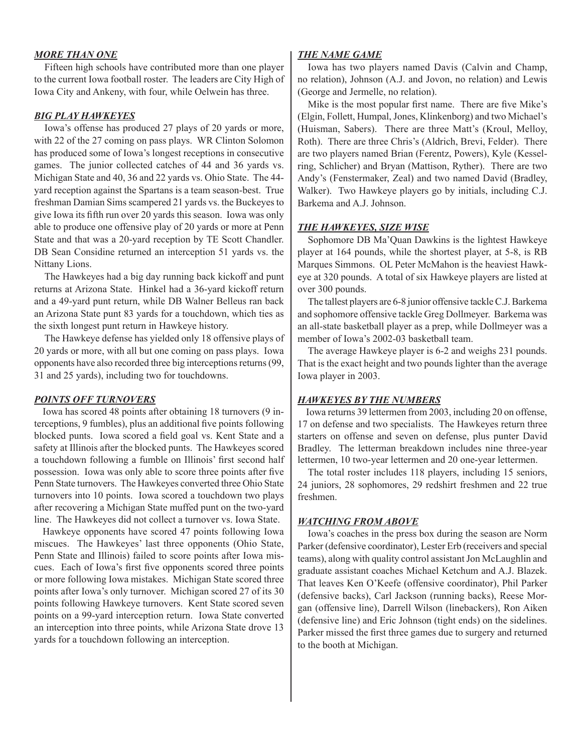***MORE THAN ONE***

Fifteen high schools have contributed more than one player to the current Iowa football roster. The leaders are City High of Iowa City and Ankeny, with four, while Oelwein has three.

***BIG PLAY HAWKEYES***

Iowa's offense has produced 27 plays of 20 yards or more, with 22 of the 27 coming on pass plays. WR Clinton Solomon has produced some of Iowa's longest receptions in consecutive games. The junior collected catches of 44 and 36 yards vs. Michigan State and 40, 36 and 22 yards vs. Ohio State. The 44-yard reception against the Spartans is a team season-best. True freshman Damian Sims scampered 21 yards vs. the Buckeyes to give Iowa its fifth run over 20 yards this season. Iowa was only able to produce one offensive play of 20 yards or more at Penn State and that was a 20-yard reception by TE Scott Chandler. DB Sean Considine returned an interception 51 yards vs. the Nittany Lions.

The Hawkeyes had a big day running back kickoff and punt returns at Arizona State. Hinkel had a 36-yard kickoff return and a 49-yard punt return, while DB Walner Belleus ran back an Arizona State punt 83 yards for a touchdown, which ties as the sixth longest punt return in Hawkeye history.

The Hawkeye defense has yielded only 18 offensive plays of 20 yards or more, with all but one coming on pass plays. Iowa opponents have also recorded three big interceptions returns (99, 31 and 25 yards), including two for touchdowns.

***POINTS OFF TURNOVERS***

Iowa has scored 48 points after obtaining 18 turnovers (9 interceptions, 9 fumbles), plus an additional five points following blocked punts. Iowa scored a field goal vs. Kent State and a safety at Illinois after the blocked punts. The Hawkeyes scored a touchdown following a fumble on Illinois' first second half possession. Iowa was only able to score three points after five Penn State turnovers. The Hawkeyes converted three Ohio State turnovers into 10 points. Iowa scored a touchdown two plays after recovering a Michigan State muffed punt on the two-yard line. The Hawkeyes did not collect a turnover vs. Iowa State.

Hawkeye opponents have scored 47 points following Iowa miscues. The Hawkeyes' last three opponents (Ohio State, Penn State and Illinois) failed to score points after Iowa miscues. Each of Iowa's first five opponents scored three points or more following Iowa mistakes. Michigan State scored three points after Iowa's only turnover. Michigan scored 27 of its 30 points following Hawkeye turnovers. Kent State scored seven points on a 99-yard interception return. Iowa State converted an interception into three points, while Arizona State drove 13 yards for a touchdown following an interception.

***THE NAME GAME***

Iowa has two players named Davis (Calvin and Champ, no relation), Johnson (A.J. and Jovon, no relation) and Lewis (George and Jermelle, no relation).

Mike is the most popular first name. There are five Mike's (Elgin, Follett, Humpal, Jones, Klinkenborg) and two Michael's (Huisman, Sabers). There are three Matt's (Kroul, Melloy, Roth). There are three Chris's (Aldrich, Brevi, Felder). There are two players named Brian (Ferentz, Powers), Kyle (Kesselring, Schlicher) and Bryan (Mattison, Ryther). There are two Andy's (Fenstermaker, Zeal) and two named David (Bradley, Walker). Two Hawkeye players go by initials, including C.J. Barkema and A.J. Johnson.

***THE HAWKEYES, SIZE WISE***

Sophomore DB Ma'Quan Dawkins is the lightest Hawkeye player at 164 pounds, while the shortest player, at 5-8, is RB Marques Simmons. OL Peter McMahon is the heaviest Hawkeye at 320 pounds. A total of six Hawkeye players are listed at over 300 pounds.

The tallest players are 6-8 junior offensive tackle C.J. Barkema and sophomore offensive tackle Greg Dollmeyer. Barkema was an all-state basketball player as a prep, while Dollmeyer was a member of Iowa's 2002-03 basketball team.

The average Hawkeye player is 6-2 and weighs 231 pounds. That is the exact height and two pounds lighter than the average Iowa player in 2003.

***HAWKEYES BY THE NUMBERS***

Iowa returns 39 lettermen from 2003, including 20 on offense, 17 on defense and two specialists. The Hawkeyes return three starters on offense and seven on defense, plus punter David Bradley. The letterman breakdown includes nine three-year lettermen, 10 two-year lettermen and 20 one-year lettermen.

The total roster includes 118 players, including 15 seniors, 24 juniors, 28 sophomores, 29 redshirt freshmen and 22 true freshmen.

***WATCHING FROM ABOVE***

Iowa's coaches in the press box during the season are Norm Parker (defensive coordinator), Lester Erb (receivers and special teams), along with quality control assistant Jon McLaughlin and graduate assistant coaches Michael Ketchum and A.J. Blazek. That leaves Ken O'Keefe (offensive coordinator), Phil Parker (defensive backs), Carl Jackson (running backs), Reese Morgan (offensive line), Darrell Wilson (linebackers), Ron Aiken (defensive line) and Eric Johnson (tight ends) on the sidelines. Parker missed the first three games due to surgery and returned to the booth at Michigan.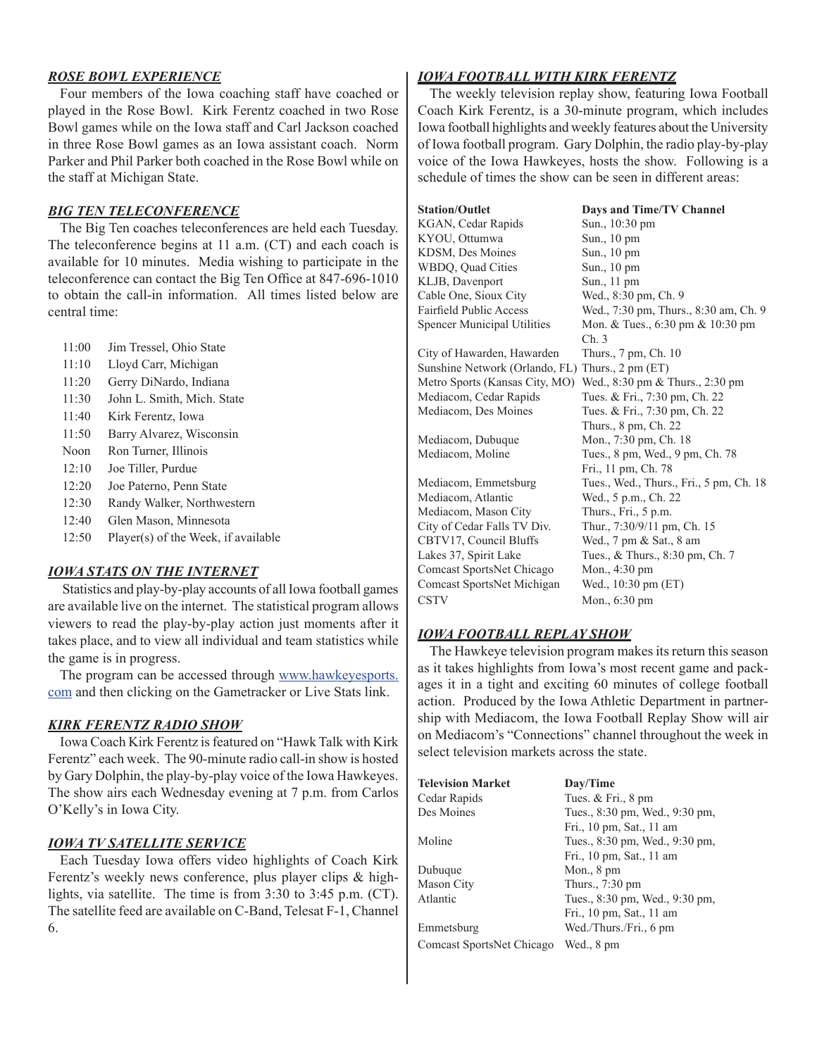## *ROSE BOWL EXPERIENCE*

Four members of the Iowa coaching staff have coached or played in the Rose Bowl. Kirk Ferentz coached in two Rose Bowl games while on the Iowa staff and Carl Jackson coached in three Rose Bowl games as an Iowa assistant coach. Norm Parker and Phil Parker both coached in the Rose Bowl while on the staff at Michigan State.

## *BIG TEN TELECONFERENCE*

The Big Ten coaches teleconferences are held each Tuesday. The teleconference begins at 11 a.m. (CT) and each coach is available for 10 minutes. Media wishing to participate in the teleconference can contact the Big Ten Office at 847-696-1010 to obtain the call-in information. All times listed below are central time:

| | |
|---|---|
| 11:00 | Jim Tressel, Ohio State |
| 11:10 | Lloyd Carr, Michigan |
| 11:20 | Gerry DiNardo, Indiana |
| 11:30 | John L. Smith, Mich. State |
| 11:40 | Kirk Ferentz, Iowa |
| 11:50 | Barry Alvarez, Wisconsin |
| Noon | Ron Turner, Illinois |
| 12:10 | Joe Tiller, Purdue |
| 12:20 | Joe Paterno, Penn State |
| 12:30 | Randy Walker, Northwestern |
| 12:40 | Glen Mason, Minnesota |
| 12:50 | Player(s) of the Week, if available |

## *IOWA STATS ON THE INTERNET*

Statistics and play-by-play accounts of all Iowa football games are available live on the internet. The statistical program allows viewers to read the play-by-play action just moments after it takes place, and to view all individual and team statistics while the game is in progress.

The program can be accessed through www.hawkeyesports.com and then clicking on the Gametracker or Live Stats link.

## *KIRK FERENTZ RADIO SHOW*

Iowa Coach Kirk Ferentz is featured on "Hawk Talk with Kirk Ferentz" each week. The 90-minute radio call-in show is hosted by Gary Dolphin, the play-by-play voice of the Iowa Hawkeyes. The show airs each Wednesday evening at 7 p.m. from Carlos O'Kelly's in Iowa City.

## *IOWA TV SATELLITE SERVICE*

Each Tuesday Iowa offers video highlights of Coach Kirk Ferentz's weekly news conference, plus player clips & highlights, via satellite. The time is from 3:30 to 3:45 p.m. (CT). The satellite feed are available on C-Band, Telesat F-1, Channel 6.

## *IOWA FOOTBALL WITH KIRK FERENTZ*

The weekly television replay show, featuring Iowa Football Coach Kirk Ferentz, is a 30-minute program, which includes Iowa football highlights and weekly features about the University of Iowa football program. Gary Dolphin, the radio play-by-play voice of the Iowa Hawkeyes, hosts the show. Following is a schedule of times the show can be seen in different areas:

| Station/Outlet | Days and Time/TV Channel |
|---|---|
| KGAN, Cedar Rapids | Sun., 10:30 pm |
| KYOU, Ottumwa | Sun., 10 pm |
| KDSM, Des Moines | Sun., 10 pm |
| WBDQ, Quad Cities | Sun., 10 pm |
| KLJB, Davenport | Sun., 11 pm |
| Cable One, Sioux City | Wed., 8:30 pm, Ch. 9 |
| Fairfield Public Access | Wed., 7:30 pm, Thurs., 8:30 am, Ch. 9 |
| Spencer Municipal Utilities | Mon. & Tues., 6:30 pm & 10:30 pm Ch. 3 |
| City of Hawarden, Hawarden | Thurs., 7 pm, Ch. 10 |
| Sunshine Network (Orlando, FL) | Thurs., 2 pm (ET) |
| Metro Sports (Kansas City, MO) | Wed., 8:30 pm & Thurs., 2:30 pm |
| Mediacom, Cedar Rapids | Tues. & Fri., 7:30 pm, Ch. 22 |
| Mediacom, Des Moines | Tues. & Fri., 7:30 pm, Ch. 22 Thurs., 8 pm, Ch. 22 |
| Mediacom, Dubuque | Mon., 7:30 pm, Ch. 18 |
| Mediacom, Moline | Tues., 8 pm, Wed., 9 pm, Ch. 78 Fri., 11 pm, Ch. 78 |
| Mediacom, Emmetsburg | Tues., Wed., Thurs., Fri., 5 pm, Ch. 18 |
| Mediacom, Atlantic | Wed., 5 p.m., Ch. 22 |
| Mediacom, Mason City | Thurs., Fri., 5 p.m. |
| City of Cedar Falls TV Div. | Thur., 7:30/9/11 pm, Ch. 15 |
| CBTV17, Council Bluffs | Wed., 7 pm & Sat., 8 am |
| Lakes 37, Spirit Lake | Tues., & Thurs., 8:30 pm, Ch. 7 |
| Comcast SportsNet Chicago | Mon., 4:30 pm |
| Comcast SportsNet Michigan | Wed., 10:30 pm (ET) |
| CSTV | Mon., 6:30 pm |

## *IOWA FOOTBALL REPLAY SHOW*

The Hawkeye television program makes its return this season as it takes highlights from Iowa's most recent game and packages it in a tight and exciting 60 minutes of college football action. Produced by the Iowa Athletic Department in partnership with Mediacom, the Iowa Football Replay Show will air on Mediacom's "Connections" channel throughout the week in select television markets across the state.

| Television Market | Day/Time |
|---|---|
| Cedar Rapids | Tues. & Fri., 8 pm |
| Des Moines | Tues., 8:30 pm, Wed., 9:30 pm, Fri., 10 pm, Sat., 11 am |
| Moline | Tues., 8:30 pm, Wed., 9:30 pm, Fri., 10 pm, Sat., 11 am |
| Dubuque | Mon., 8 pm |
| Mason City | Thurs., 7:30 pm |
| Atlantic | Tues., 8:30 pm, Wed., 9:30 pm, Fri., 10 pm, Sat., 11 am |
| Emmetsburg | Wed./Thurs./Fri., 6 pm |
| Comcast SportsNet Chicago | Wed., 8 pm |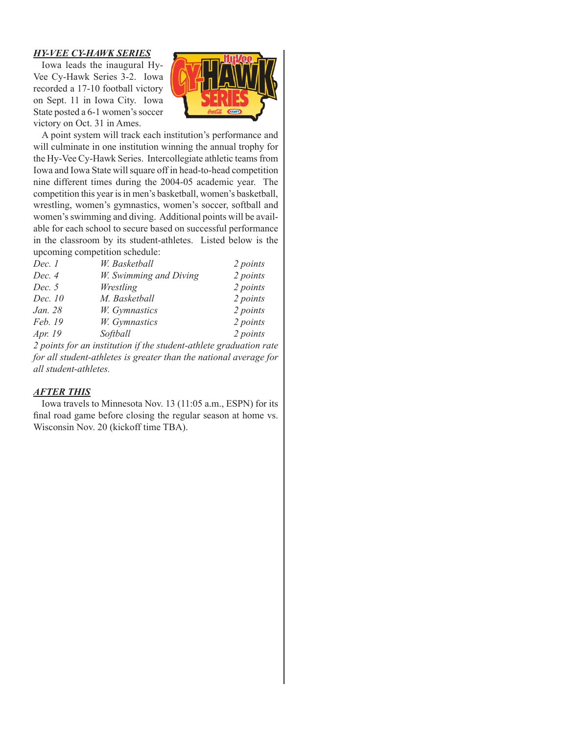### ***HY-VEE CY-HAWK SERIES***

Iowa leads the inaugural Hy-Vee Cy-Hawk Series 3-2. Iowa recorded a 17-10 football victory on Sept. 11 in Iowa City. Iowa State posted a 6-1 women's soccer victory on Oct. 31 in Ames.

A point system will track each institution's performance and will culminate in one institution winning the annual trophy for the Hy-Vee Cy-Hawk Series. Intercollegiate athletic teams from Iowa and Iowa State will square off in head-to-head competition nine different times during the 2004-05 academic year. The competition this year is in men's basketball, women's basketball, wrestling, women's gymnastics, women's soccer, softball and women's swimming and diving. Additional points will be available for each school to secure based on successful performance in the classroom by its student-athletes. Listed below is the upcoming competition schedule:

| | | |
|---|---|---|
| *Dec. 1* | *W. Basketball* | *2 points* |
| *Dec. 4* | *W. Swimming and Diving* | *2 points* |
| *Dec. 5* | *Wrestling* | *2 points* |
| *Dec. 10* | *M. Basketball* | *2 points* |
| *Jan. 28* | *W. Gymnastics* | *2 points* |
| *Feb. 19* | *W. Gymnastics* | *2 points* |
| *Apr. 19* | *Softball* | *2 points* |

*2 points for an institution if the student-athlete graduation rate for all student-athletes is greater than the national average for all student-athletes.*

### ***AFTER THIS***

Iowa travels to Minnesota Nov. 13 (11:05 a.m., ESPN) for its final road game before closing the regular season at home vs. Wisconsin Nov. 20 (kickoff time TBA).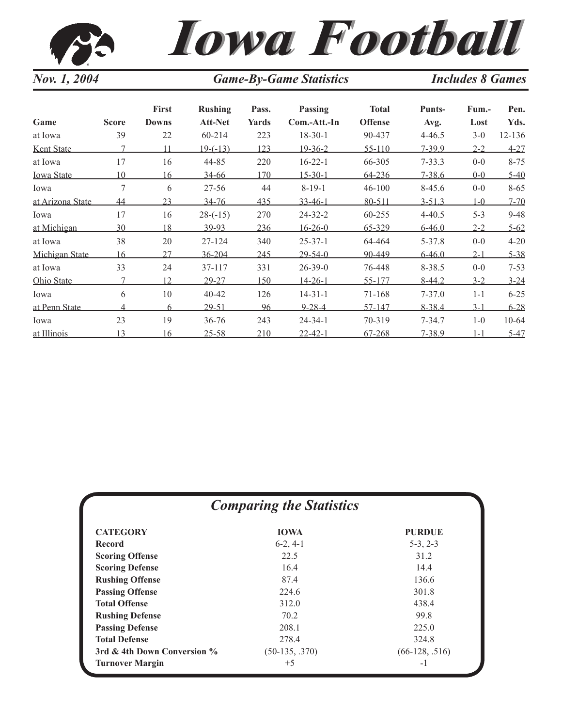# Iowa Football

*Nov. 1, 2004* | *Game-By-Game Statistics* | *Includes 8 Games*

| Game | Score | First Downs | Rushing Att-Net | Pass. Yards | Passing Com.-Att.-In | Total Offense | Punts-Avg. | Fum.-Lost | Pen. Yds. |
|---|---|---|---|---|---|---|---|---|---|
| at Iowa | 39 | 22 | 60-214 | 223 | 18-30-1 | 90-437 | 4-46.5 | 3-0 | 12-136 |
| Kent State | 7 | 11 | 19-(-13) | 123 | 19-36-2 | 55-110 | 7-39.9 | 2-2 | 4-27 |
| at Iowa | 17 | 16 | 44-85 | 220 | 16-22-1 | 66-305 | 7-33.3 | 0-0 | 8-75 |
| Iowa State | 10 | 16 | 34-66 | 170 | 15-30-1 | 64-236 | 7-38.6 | 0-0 | 5-40 |
| Iowa | 7 | 6 | 27-56 | 44 | 8-19-1 | 46-100 | 8-45.6 | 0-0 | 8-65 |
| at Arizona State | 44 | 23 | 34-76 | 435 | 33-46-1 | 80-511 | 3-51.3 | 1-0 | 7-70 |
| Iowa | 17 | 16 | 28-(-15) | 270 | 24-32-2 | 60-255 | 4-40.5 | 5-3 | 9-48 |
| at Michigan | 30 | 18 | 39-93 | 236 | 16-26-0 | 65-329 | 6-46.0 | 2-2 | 5-62 |
| at Iowa | 38 | 20 | 27-124 | 340 | 25-37-1 | 64-464 | 5-37.8 | 0-0 | 4-20 |
| Michigan State | 16 | 27 | 36-204 | 245 | 29-54-0 | 90-449 | 6-46.0 | 2-1 | 5-38 |
| at Iowa | 33 | 24 | 37-117 | 331 | 26-39-0 | 76-448 | 8-38.5 | 0-0 | 7-53 |
| Ohio State | 7 | 12 | 29-27 | 150 | 14-26-1 | 55-177 | 8-44.2 | 3-2 | 3-24 |
| Iowa | 6 | 10 | 40-42 | 126 | 14-31-1 | 71-168 | 7-37.0 | 1-1 | 6-25 |
| at Penn State | 4 | 6 | 29-51 | 96 | 9-28-4 | 57-147 | 8-38.4 | 3-1 | 6-28 |
| Iowa | 23 | 19 | 36-76 | 243 | 24-34-1 | 70-319 | 7-34.7 | 1-0 | 10-64 |
| at Illinois | 13 | 16 | 25-58 | 210 | 22-42-1 | 67-268 | 7-38.9 | 1-1 | 5-47 |

## *Comparing the Statistics*

| CATEGORY | IOWA | PURDUE |
|---|---|---|
| **Record** | 6-2, 4-1 | 5-3, 2-3 |
| **Scoring Offense** | 22.5 | 31.2 |
| **Scoring Defense** | 16.4 | 14.4 |
| **Rushing Offense** | 87.4 | 136.6 |
| **Passing Offense** | 224.6 | 301.8 |
| **Total Offense** | 312.0 | 438.4 |
| **Rushing Defense** | 70.2 | 99.8 |
| **Passing Defense** | 208.1 | 225.0 |
| **Total Defense** | 278.4 | 324.8 |
| **3rd & 4th Down Conversion %** | (50-135, .370) | (66-128, .516) |
| **Turnover Margin** | +5 | -1 |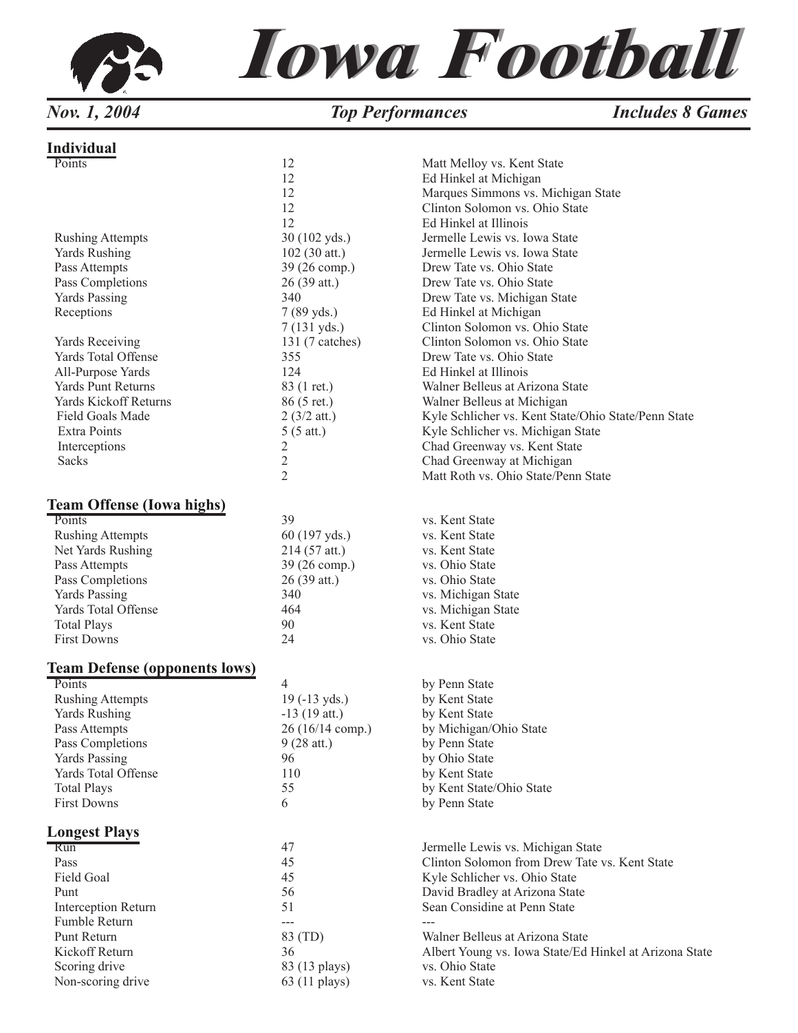# Iowa Football

*Nov. 1, 2004* — *Top Performances* — *Includes 8 Games*

## Individual

| Category | Total | Player/Game |
|---|---|---|
| Points | 12 | Matt Melloy vs. Kent State |
| | 12 | Ed Hinkel at Michigan |
| | 12 | Marques Simmons vs. Michigan State |
| | 12 | Clinton Solomon vs. Ohio State |
| | 12 | Ed Hinkel at Illinois |
| Rushing Attempts | 30 (102 yds.) | Jermelle Lewis vs. Iowa State |
| Yards Rushing | 102 (30 att.) | Jermelle Lewis vs. Iowa State |
| Pass Attempts | 39 (26 comp.) | Drew Tate vs. Ohio State |
| Pass Completions | 26 (39 att.) | Drew Tate vs. Ohio State |
| Yards Passing | 340 | Drew Tate vs. Michigan State |
| Receptions | 7 (89 yds.) | Ed Hinkel at Michigan |
| | 7 (131 yds.) | Clinton Solomon vs. Ohio State |
| Yards Receiving | 131 (7 catches) | Clinton Solomon vs. Ohio State |
| Yards Total Offense | 355 | Drew Tate vs. Ohio State |
| All-Purpose Yards | 124 | Ed Hinkel at Illinois |
| Yards Punt Returns | 83 (1 ret.) | Walner Belleus at Arizona State |
| Yards Kickoff Returns | 86 (5 ret.) | Walner Belleus at Michigan |
| Field Goals Made | 2 (3/2 att.) | Kyle Schlicher vs. Kent State/Ohio State/Penn State |
| Extra Points | 5 (5 att.) | Kyle Schlicher vs. Michigan State |
| Interceptions | 2 | Chad Greenway vs. Kent State |
| Sacks | 2 | Chad Greenway at Michigan |
| | 2 | Matt Roth vs. Ohio State/Penn State |

## Team Offense (Iowa highs)

| Category | Total | Game |
|---|---|---|
| Points | 39 | vs. Kent State |
| Rushing Attempts | 60 (197 yds.) | vs. Kent State |
| Net Yards Rushing | 214 (57 att.) | vs. Kent State |
| Pass Attempts | 39 (26 comp.) | vs. Ohio State |
| Pass Completions | 26 (39 att.) | vs. Ohio State |
| Yards Passing | 340 | vs. Michigan State |
| Yards Total Offense | 464 | vs. Michigan State |
| Total Plays | 90 | vs. Kent State |
| First Downs | 24 | vs. Ohio State |

## Team Defense (opponents lows)

| Category | Total | Game |
|---|---|---|
| Points | 4 | by Penn State |
| Rushing Attempts | 19 (-13 yds.) | by Kent State |
| Yards Rushing | -13 (19 att.) | by Kent State |
| Pass Attempts | 26 (16/14 comp.) | by Michigan/Ohio State |
| Pass Completions | 9 (28 att.) | by Penn State |
| Yards Passing | 96 | by Ohio State |
| Yards Total Offense | 110 | by Kent State |
| Total Plays | 55 | by Kent State/Ohio State |
| First Downs | 6 | by Penn State |

## Longest Plays

| Category | Total | Player/Game |
|---|---|---|
| Run | 47 | Jermelle Lewis vs. Michigan State |
| Pass | 45 | Clinton Solomon from Drew Tate vs. Kent State |
| Field Goal | 45 | Kyle Schlicher vs. Ohio State |
| Punt | 56 | David Bradley at Arizona State |
| Interception Return | 51 | Sean Considine at Penn State |
| Fumble Return | --- | --- |
| Punt Return | 83 (TD) | Walner Belleus at Arizona State |
| Kickoff Return | 36 | Albert Young vs. Iowa State/Ed Hinkel at Arizona State |
| Scoring drive | 83 (13 plays) | vs. Ohio State |
| Non-scoring drive | 63 (11 plays) | vs. Kent State |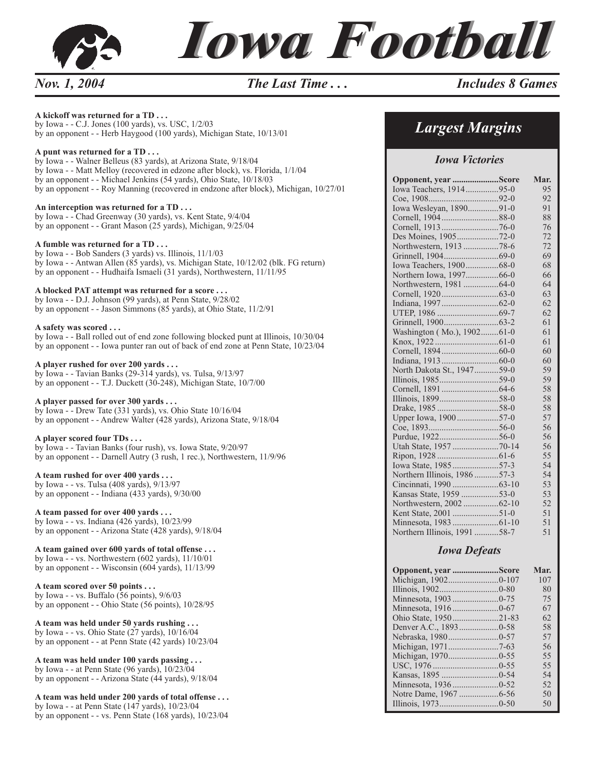# Iowa Football

*Nov. 1, 2004* — *The Last Time . . .* — *Includes 8 Games*

**A kickoff was returned for a TD . . .**
by Iowa - - C.J. Jones (100 yards), vs. USC, 1/2/03
by an opponent - - Herb Haygood (100 yards), Michigan State, 10/13/01

**A punt was returned for a TD . . .**
by Iowa - - Walner Belleus (83 yards), at Arizona State, 9/18/04
by Iowa - - Matt Melloy (recovered in edzone after block), vs. Florida, 1/1/04
by an opponent - - Michael Jenkins (54 yards), Ohio State, 10/18/03
by an opponent - - Roy Manning (recovered in endzone after block), Michigan, 10/27/01

**An interception was returned for a TD . . .**
by Iowa - - Chad Greenway (30 yards), vs. Kent State, 9/4/04
by an opponent - - Grant Mason (25 yards), Michigan, 9/25/04

**A fumble was returned for a TD . . .**
by Iowa - - Bob Sanders (3 yards) vs. Illinois, 11/1/03
by Iowa - - Antwan Allen (85 yards), vs. Michigan State, 10/12/02 (blk. FG return)
by an opponent - - Hudhaifa Ismaeli (31 yards), Northwestern, 11/11/95

**A blocked PAT attempt was returned for a score . . .**
by Iowa - - D.J. Johnson (99 yards), at Penn State, 9/28/02
by an opponent - - Jason Simmons (85 yards), at Ohio State, 11/2/91

**A safety was scored . . .**
by Iowa - - Ball rolled out of end zone following blocked punt at Illinois, 10/30/04
by an opponent - - Iowa punter ran out of back of end zone at Penn State, 10/23/04

**A player rushed for over 200 yards . . .**
by Iowa - - Tavian Banks (29-314 yards), vs. Tulsa, 9/13/97
by an opponent - - T.J. Duckett (30-248), Michigan State, 10/7/00

**A player passed for over 300 yards . . .**
by Iowa - - Drew Tate (331 yards), vs. Ohio State 10/16/04
by an opponent - - Andrew Walter (428 yards), Arizona State, 9/18/04

**A player scored four TDs . . .**
by Iowa - - Tavian Banks (four rush), vs. Iowa State, 9/20/97
by an opponent - - Darnell Autry (3 rush, 1 rec.), Northwestern, 11/9/96

**A team rushed for over 400 yards . . .**
by Iowa - - vs. Tulsa (408 yards), 9/13/97
by an opponent - - Indiana (433 yards), 9/30/00

**A team passed for over 400 yards . . .**
by Iowa - - vs. Indiana (426 yards), 10/23/99
by an opponent - - Arizona State (428 yards), 9/18/04

**A team gained over 600 yards of total offense . . .**
by Iowa - - vs. Northwestern (602 yards), 11/10/01
by an opponent - - Wisconsin (604 yards), 11/13/99

**A team scored over 50 points . . .**
by Iowa - - vs. Buffalo (56 points), 9/6/03
by an opponent - - Ohio State (56 points), 10/28/95

**A team was held under 50 yards rushing . . .**
by Iowa - - vs. Ohio State (27 yards), 10/16/04
by an opponent - - at Penn State (42 yards) 10/23/04

**A team was held under 100 yards passing . . .**
by Iowa - - at Penn State (96 yards), 10/23/04
by an opponent - - Arizona State (44 yards), 9/18/04

**A team was held under 200 yards of total offense . . .**
by Iowa - - at Penn State (147 yards), 10/23/04
by an opponent - - vs. Penn State (168 yards), 10/23/04

## Largest Margins

### Iowa Victories

| Opponent, year | Score | Mar. |
|---|---|---|
| Iowa Teachers, 1914 | 95-0 | 95 |
| Coe, 1908 | 92-0 | 92 |
| Iowa Wesleyan, 1890 | 91-0 | 91 |
| Cornell, 1904 | 88-0 | 88 |
| Cornell, 1913 | 76-0 | 76 |
| Des Moines, 1905 | 72-0 | 72 |
| Northwestern, 1913 | 78-6 | 72 |
| Grinnell, 1904 | 69-0 | 69 |
| Iowa Teachers, 1900 | 68-0 | 68 |
| Northern Iowa, 1997 | 66-0 | 66 |
| Northwestern, 1981 | 64-0 | 64 |
| Cornell, 1920 | 63-0 | 63 |
| Indiana, 1997 | 62-0 | 62 |
| UTEP, 1986 | 69-7 | 62 |
| Grinnell, 1900 | 63-2 | 61 |
| Washington ( Mo.), 1902 | 61-0 | 61 |
| Knox, 1922 | 61-0 | 61 |
| Cornell, 1894 | 60-0 | 60 |
| Indiana, 1913 | 60-0 | 60 |
| North Dakota St., 1947 | 59-0 | 59 |
| Illinois, 1985 | 59-0 | 59 |
| Cornell, 1891 | 64-6 | 58 |
| Illinois, 1899 | 58-0 | 58 |
| Drake, 1985 | 58-0 | 58 |
| Upper Iowa, 1900 | 57-0 | 57 |
| Coe, 1893 | 56-0 | 56 |
| Purdue, 1922 | 56-0 | 56 |
| Utah State, 1957 | 70-14 | 56 |
| Ripon, 1928 | 61-6 | 55 |
| Iowa State, 1985 | 57-3 | 54 |
| Northern Illinois, 1986 | 57-3 | 54 |
| Cincinnati, 1990 | 63-10 | 53 |
| Kansas State, 1959 | 53-0 | 53 |
| Northwestern, 2002 | 62-10 | 52 |
| Kent State, 2001 | 51-0 | 51 |
| Minnesota, 1983 | 61-10 | 51 |
| Northern Illinois, 1991 | 58-7 | 51 |

### Iowa Defeats

| Opponent, year | Score | Mar. |
|---|---|---|
| Michigan, 1902 | 0-107 | 107 |
| Illinois, 1902 | 0-80 | 80 |
| Minnesota, 1903 | 0-75 | 75 |
| Minnesota, 1916 | 0-67 | 67 |
| Ohio State, 1950 | 21-83 | 62 |
| Denver A.C., 1893 | 0-58 | 58 |
| Nebraska, 1980 | 0-57 | 57 |
| Michigan, 1971 | 7-63 | 56 |
| Michigan, 1970 | 0-55 | 55 |
| USC, 1976 | 0-55 | 55 |
| Kansas, 1895 | 0-54 | 54 |
| Minnesota, 1936 | 0-52 | 52 |
| Notre Dame, 1967 | 6-56 | 50 |
| Illinois, 1973 | 0-50 | 50 |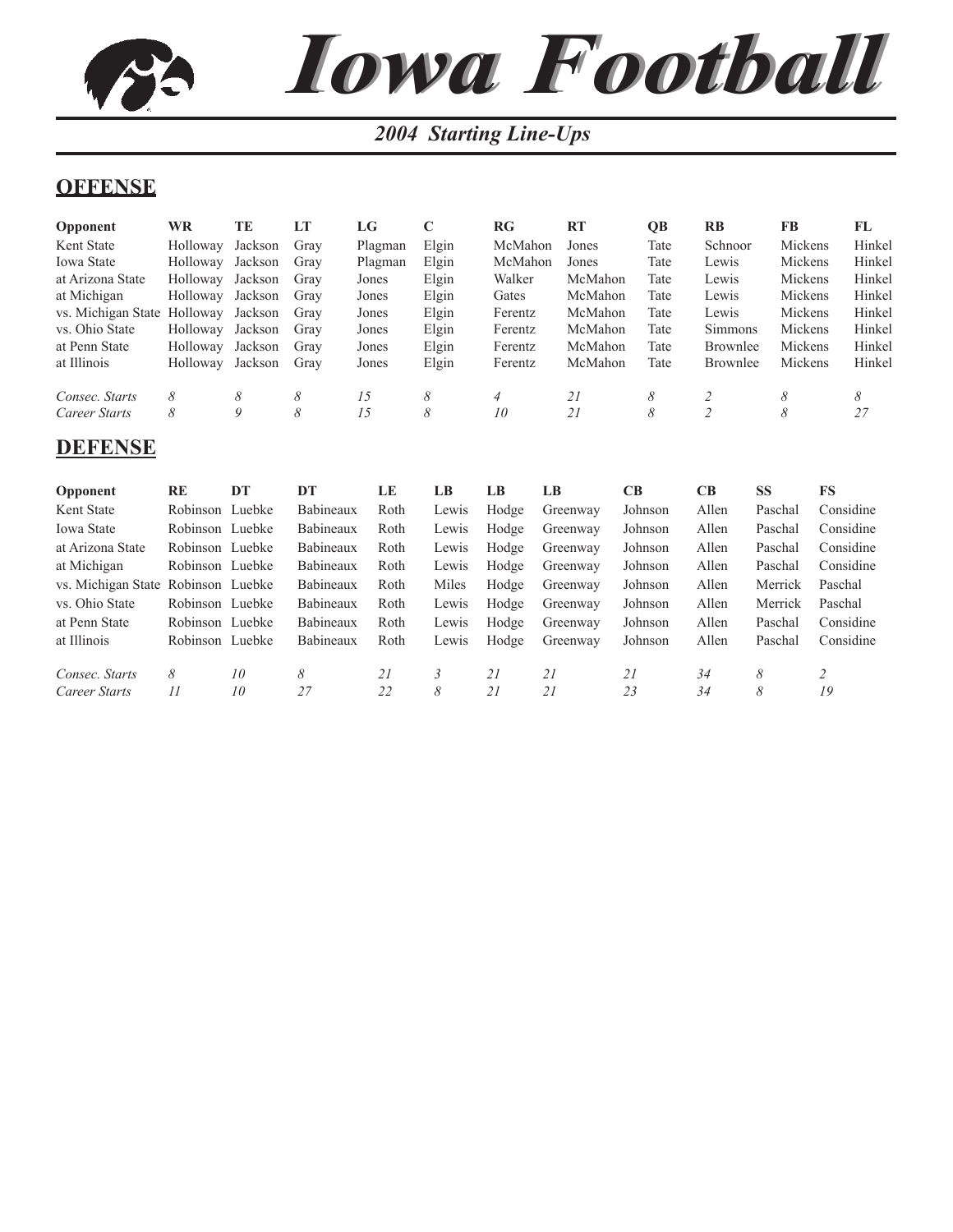# Iowa Football

## 2004 Starting Line-Ups

## OFFENSE

| Opponent | WR | TE | LT | LG | C | RG | RT | QB | RB | FB | FL |
|---|---|---|---|---|---|---|---|---|---|---|---|
| Kent State | Holloway | Jackson | Gray | Plagman | Elgin | McMahon | Jones | Tate | Schnoor | Mickens | Hinkel |
| Iowa State | Holloway | Jackson | Gray | Plagman | Elgin | McMahon | Jones | Tate | Lewis | Mickens | Hinkel |
| at Arizona State | Holloway | Jackson | Gray | Jones | Elgin | Walker | McMahon | Tate | Lewis | Mickens | Hinkel |
| at Michigan | Holloway | Jackson | Gray | Jones | Elgin | Gates | McMahon | Tate | Lewis | Mickens | Hinkel |
| vs. Michigan State | Holloway | Jackson | Gray | Jones | Elgin | Ferentz | McMahon | Tate | Lewis | Mickens | Hinkel |
| vs. Ohio State | Holloway | Jackson | Gray | Jones | Elgin | Ferentz | McMahon | Tate | Simmons | Mickens | Hinkel |
| at Penn State | Holloway | Jackson | Gray | Jones | Elgin | Ferentz | McMahon | Tate | Brownlee | Mickens | Hinkel |
| at Illinois | Holloway | Jackson | Gray | Jones | Elgin | Ferentz | McMahon | Tate | Brownlee | Mickens | Hinkel |
| *Consec. Starts* | *8* | *8* | *8* | *15* | *8* | *4* | *21* | *8* | *2* | *8* | *8* |
| *Career Starts* | *8* | *9* | *8* | *15* | *8* | *10* | *21* | *8* | *2* | *8* | *27* |

## DEFENSE

| Opponent | RE | DT | DT | LE | LB | LB | LB | CB | CB | SS | FS |
|---|---|---|---|---|---|---|---|---|---|---|---|
| Kent State | Robinson | Luebke | Babineaux | Roth | Lewis | Hodge | Greenway | Johnson | Allen | Paschal | Considine |
| Iowa State | Robinson | Luebke | Babineaux | Roth | Lewis | Hodge | Greenway | Johnson | Allen | Paschal | Considine |
| at Arizona State | Robinson | Luebke | Babineaux | Roth | Lewis | Hodge | Greenway | Johnson | Allen | Paschal | Considine |
| at Michigan | Robinson | Luebke | Babineaux | Roth | Lewis | Hodge | Greenway | Johnson | Allen | Paschal | Considine |
| vs. Michigan State | Robinson | Luebke | Babineaux | Roth | Miles | Hodge | Greenway | Johnson | Allen | Merrick | Paschal |
| vs. Ohio State | Robinson | Luebke | Babineaux | Roth | Lewis | Hodge | Greenway | Johnson | Allen | Merrick | Paschal |
| at Penn State | Robinson | Luebke | Babineaux | Roth | Lewis | Hodge | Greenway | Johnson | Allen | Paschal | Considine |
| at Illinois | Robinson | Luebke | Babineaux | Roth | Lewis | Hodge | Greenway | Johnson | Allen | Paschal | Considine |
| *Consec. Starts* | *8* | *10* | *8* | *21* | *3* | *21* | *21* | *21* | *34* | *8* | *2* |
| *Career Starts* | *11* | *10* | *27* | *22* | *8* | *21* | *21* | *23* | *34* | *8* | *19* |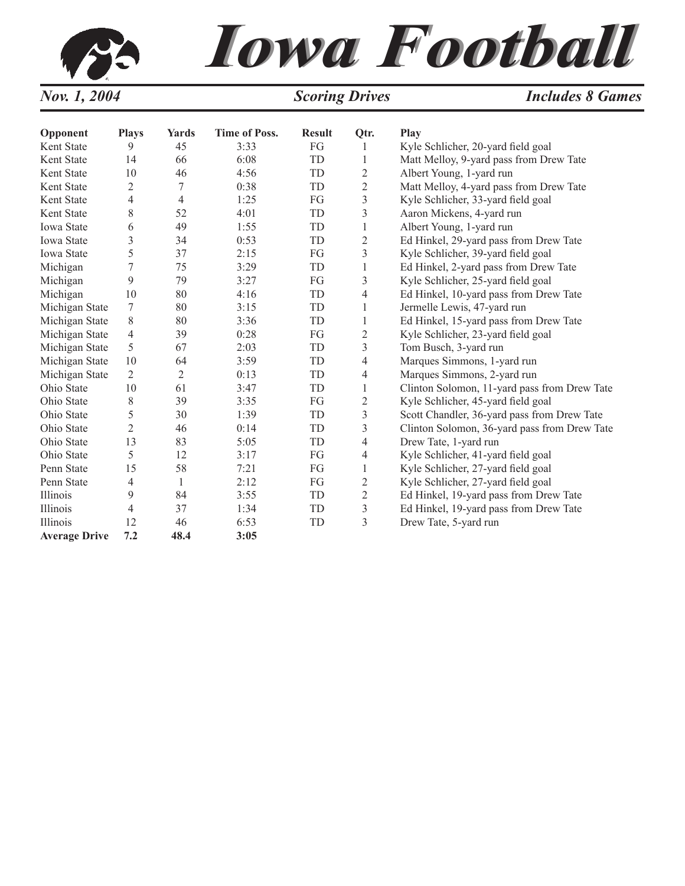# Iowa Football

*Nov. 1, 2004* — *Scoring Drives* — *Includes 8 Games*

| Opponent | Plays | Yards | Time of Poss. | Result | Qtr. | Play |
|---|---|---|---|---|---|---|
| Kent State | 9 | 45 | 3:33 | FG | 1 | Kyle Schlicher, 20-yard field goal |
| Kent State | 14 | 66 | 6:08 | TD | 1 | Matt Melloy, 9-yard pass from Drew Tate |
| Kent State | 10 | 46 | 4:56 | TD | 2 | Albert Young, 1-yard run |
| Kent State | 2 | 7 | 0:38 | TD | 2 | Matt Melloy, 4-yard pass from Drew Tate |
| Kent State | 4 | 4 | 1:25 | FG | 3 | Kyle Schlicher, 33-yard field goal |
| Kent State | 8 | 52 | 4:01 | TD | 3 | Aaron Mickens, 4-yard run |
| Iowa State | 6 | 49 | 1:55 | TD | 1 | Albert Young, 1-yard run |
| Iowa State | 3 | 34 | 0:53 | TD | 2 | Ed Hinkel, 29-yard pass from Drew Tate |
| Iowa State | 5 | 37 | 2:15 | FG | 3 | Kyle Schlicher, 39-yard field goal |
| Michigan | 7 | 75 | 3:29 | TD | 1 | Ed Hinkel, 2-yard pass from Drew Tate |
| Michigan | 9 | 79 | 3:27 | FG | 3 | Kyle Schlicher, 25-yard field goal |
| Michigan | 10 | 80 | 4:16 | TD | 4 | Ed Hinkel, 10-yard pass from Drew Tate |
| Michigan State | 7 | 80 | 3:15 | TD | 1 | Jermelle Lewis, 47-yard run |
| Michigan State | 8 | 80 | 3:36 | TD | 1 | Ed Hinkel, 15-yard pass from Drew Tate |
| Michigan State | 4 | 39 | 0:28 | FG | 2 | Kyle Schlicher, 23-yard field goal |
| Michigan State | 5 | 67 | 2:03 | TD | 3 | Tom Busch, 3-yard run |
| Michigan State | 10 | 64 | 3:59 | TD | 4 | Marques Simmons, 1-yard run |
| Michigan State | 2 | 2 | 0:13 | TD | 4 | Marques Simmons, 2-yard run |
| Ohio State | 10 | 61 | 3:47 | TD | 1 | Clinton Solomon, 11-yard pass from Drew Tate |
| Ohio State | 8 | 39 | 3:35 | FG | 2 | Kyle Schlicher, 45-yard field goal |
| Ohio State | 5 | 30 | 1:39 | TD | 3 | Scott Chandler, 36-yard pass from Drew Tate |
| Ohio State | 2 | 46 | 0:14 | TD | 3 | Clinton Solomon, 36-yard pass from Drew Tate |
| Ohio State | 13 | 83 | 5:05 | TD | 4 | Drew Tate, 1-yard run |
| Ohio State | 5 | 12 | 3:17 | FG | 4 | Kyle Schlicher, 41-yard field goal |
| Penn State | 15 | 58 | 7:21 | FG | 1 | Kyle Schlicher, 27-yard field goal |
| Penn State | 4 | 1 | 2:12 | FG | 2 | Kyle Schlicher, 27-yard field goal |
| Illinois | 9 | 84 | 3:55 | TD | 2 | Ed Hinkel, 19-yard pass from Drew Tate |
| Illinois | 4 | 37 | 1:34 | TD | 3 | Ed Hinkel, 19-yard pass from Drew Tate |
| Illinois | 12 | 46 | 6:53 | TD | 3 | Drew Tate, 5-yard run |
| **Average Drive** | **7.2** | **48.4** | **3:05** | | | |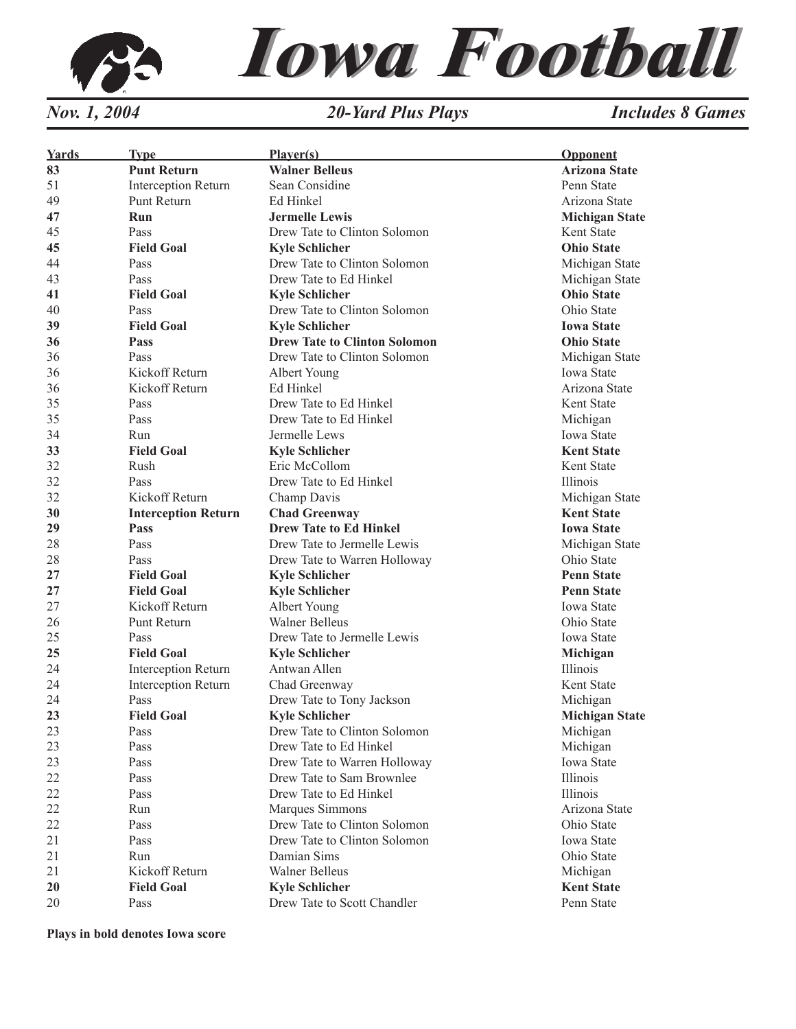# Iowa Football

*Nov. 1, 2004* *20-Yard Plus Plays* *Includes 8 Games*

| Yards | Type | Player(s) | Opponent |
|---|---|---|---|
| **83** | **Punt Return** | **Walner Belleus** | **Arizona State** |
| 51 | Interception Return | Sean Considine | Penn State |
| 49 | Punt Return | Ed Hinkel | Arizona State |
| **47** | **Run** | **Jermelle Lewis** | **Michigan State** |
| 45 | Pass | Drew Tate to Clinton Solomon | Kent State |
| **45** | **Field Goal** | **Kyle Schlicher** | **Ohio State** |
| 44 | Pass | Drew Tate to Clinton Solomon | Michigan State |
| 43 | Pass | Drew Tate to Ed Hinkel | Michigan State |
| **41** | **Field Goal** | **Kyle Schlicher** | **Ohio State** |
| 40 | Pass | Drew Tate to Clinton Solomon | Ohio State |
| **39** | **Field Goal** | **Kyle Schlicher** | **Iowa State** |
| **36** | **Pass** | **Drew Tate to Clinton Solomon** | **Ohio State** |
| 36 | Pass | Drew Tate to Clinton Solomon | Michigan State |
| 36 | Kickoff Return | Albert Young | Iowa State |
| 36 | Kickoff Return | Ed Hinkel | Arizona State |
| 35 | Pass | Drew Tate to Ed Hinkel | Kent State |
| 35 | Pass | Drew Tate to Ed Hinkel | Michigan |
| 34 | Run | Jermelle Lews | Iowa State |
| **33** | **Field Goal** | **Kyle Schlicher** | **Kent State** |
| 32 | Rush | Eric McCollom | Kent State |
| 32 | Pass | Drew Tate to Ed Hinkel | Illinois |
| 32 | Kickoff Return | Champ Davis | Michigan State |
| **30** | **Interception Return** | **Chad Greenway** | **Kent State** |
| **29** | **Pass** | **Drew Tate to Ed Hinkel** | **Iowa State** |
| 28 | Pass | Drew Tate to Jermelle Lewis | Michigan State |
| 28 | Pass | Drew Tate to Warren Holloway | Ohio State |
| **27** | **Field Goal** | **Kyle Schlicher** | **Penn State** |
| **27** | **Field Goal** | **Kyle Schlicher** | **Penn State** |
| 27 | Kickoff Return | Albert Young | Iowa State |
| 26 | Punt Return | Walner Belleus | Ohio State |
| 25 | Pass | Drew Tate to Jermelle Lewis | Iowa State |
| **25** | **Field Goal** | **Kyle Schlicher** | **Michigan** |
| 24 | Interception Return | Antwan Allen | Illinois |
| 24 | Interception Return | Chad Greenway | Kent State |
| 24 | Pass | Drew Tate to Tony Jackson | Michigan |
| **23** | **Field Goal** | **Kyle Schlicher** | **Michigan State** |
| 23 | Pass | Drew Tate to Clinton Solomon | Michigan |
| 23 | Pass | Drew Tate to Ed Hinkel | Michigan |
| 23 | Pass | Drew Tate to Warren Holloway | Iowa State |
| 22 | Pass | Drew Tate to Sam Brownlee | Illinois |
| 22 | Pass | Drew Tate to Ed Hinkel | Illinois |
| 22 | Run | Marques Simmons | Arizona State |
| 22 | Pass | Drew Tate to Clinton Solomon | Ohio State |
| 21 | Pass | Drew Tate to Clinton Solomon | Iowa State |
| 21 | Run | Damian Sims | Ohio State |
| 21 | Kickoff Return | Walner Belleus | Michigan |
| **20** | **Field Goal** | **Kyle Schlicher** | **Kent State** |
| 20 | Pass | Drew Tate to Scott Chandler | Penn State |

**Plays in bold denotes Iowa score**